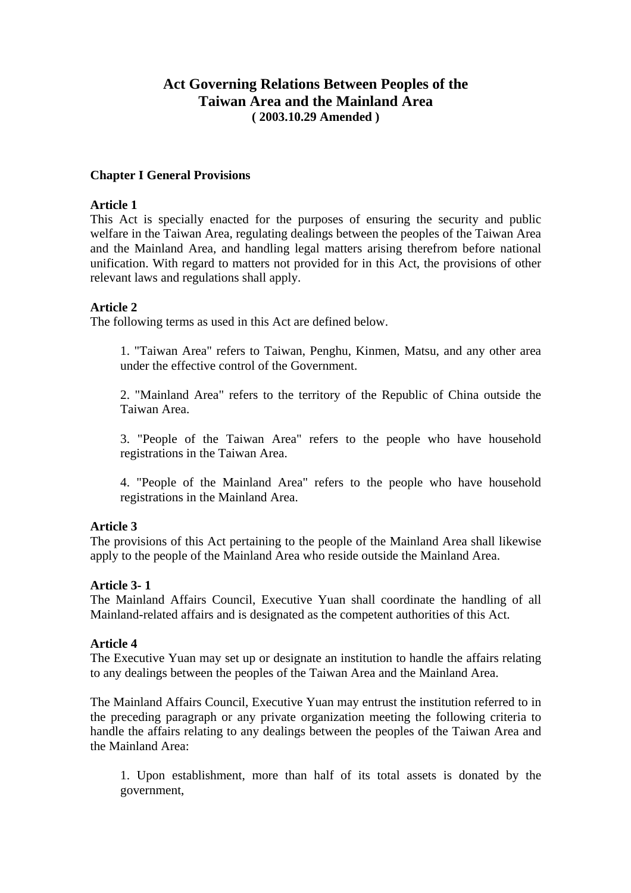# Act Governing Relations Between Peoples of the Taiwan Area and the Mainland Area

**( 2003.10.29 Amended )**

## Chapter I General Provisions

### Article 1

This Act is specially enacted for the purposes of ensuring the security and public welfare in the Taiwan Area, regulating dealings between the peoples of the Taiwan Area and the Mainland Area, and handling legal matters arising therefrom before national unification. With regard to matters not provided for in this Act, the provisions of other relevant laws and regulations shall apply.

### Article 2

The following terms as used in this Act are defined below.

1. "Taiwan Area" refers to Taiwan, Penghu, Kinmen, Matsu, and any other area under the effective control of the Government.

2. "Mainland Area" refers to the territory of the Republic of China outside the Taiwan Area.

3. "People of the Taiwan Area" refers to the people who have household registrations in the Taiwan Area.

4. "People of the Mainland Area" refers to the people who have household registrations in the Mainland Area.

### Article 3

The provisions of this Act pertaining to the people of the Mainland Area shall likewise apply to the people of the Mainland Area who reside outside the Mainland Area.

### Article 3- 1

The Mainland Affairs Council, Executive Yuan shall coordinate the handling of all Mainland-related affairs and is designated as the competent authorities of this Act.

### Article 4

The Executive Yuan may set up or designate an institution to handle the affairs relating to any dealings between the peoples of the Taiwan Area and the Mainland Area.

The Mainland Affairs Council, Executive Yuan may entrust the institution referred to in the preceding paragraph or any private organization meeting the following criteria to handle the affairs relating to any dealings between the peoples of the Taiwan Area and the Mainland Area:

1. Upon establishment, more than half of its total assets is donated by the government,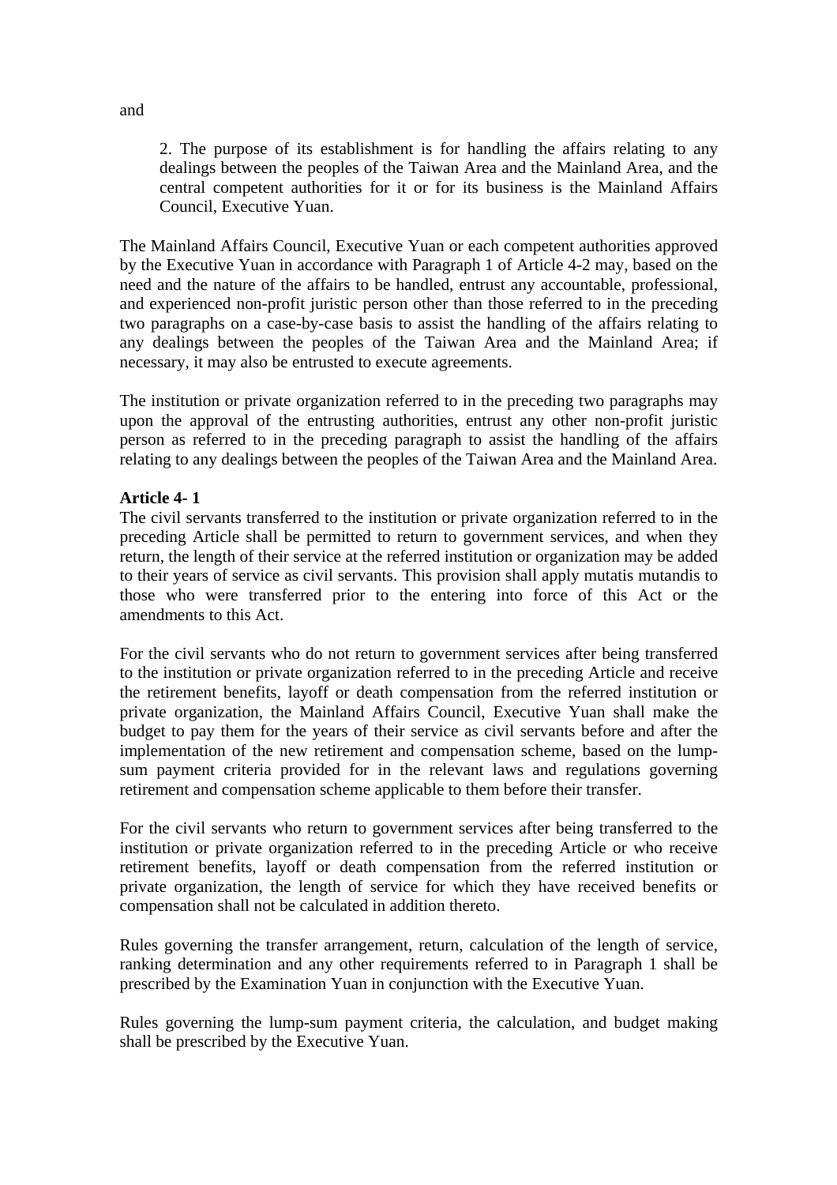and

> 2. The purpose of its establishment is for handling the affairs relating to any dealings between the peoples of the Taiwan Area and the Mainland Area, and the central competent authorities for it or for its business is the Mainland Affairs Council, Executive Yuan.

The Mainland Affairs Council, Executive Yuan or each competent authorities approved by the Executive Yuan in accordance with Paragraph 1 of Article 4-2 may, based on the need and the nature of the affairs to be handled, entrust any accountable, professional, and experienced non-profit juristic person other than those referred to in the preceding two paragraphs on a case-by-case basis to assist the handling of the affairs relating to any dealings between the peoples of the Taiwan Area and the Mainland Area; if necessary, it may also be entrusted to execute agreements.

The institution or private organization referred to in the preceding two paragraphs may upon the approval of the entrusting authorities, entrust any other non-profit juristic person as referred to in the preceding paragraph to assist the handling of the affairs relating to any dealings between the peoples of the Taiwan Area and the Mainland Area.

**Article 4- 1**

The civil servants transferred to the institution or private organization referred to in the preceding Article shall be permitted to return to government services, and when they return, the length of their service at the referred institution or organization may be added to their years of service as civil servants. This provision shall apply mutatis mutandis to those who were transferred prior to the entering into force of this Act or the amendments to this Act.

For the civil servants who do not return to government services after being transferred to the institution or private organization referred to in the preceding Article and receive the retirement benefits, layoff or death compensation from the referred institution or private organization, the Mainland Affairs Council, Executive Yuan shall make the budget to pay them for the years of their service as civil servants before and after the implementation of the new retirement and compensation scheme, based on the lump-sum payment criteria provided for in the relevant laws and regulations governing retirement and compensation scheme applicable to them before their transfer.

For the civil servants who return to government services after being transferred to the institution or private organization referred to in the preceding Article or who receive retirement benefits, layoff or death compensation from the referred institution or private organization, the length of service for which they have received benefits or compensation shall not be calculated in addition thereto.

Rules governing the transfer arrangement, return, calculation of the length of service, ranking determination and any other requirements referred to in Paragraph 1 shall be prescribed by the Examination Yuan in conjunction with the Executive Yuan.

Rules governing the lump-sum payment criteria, the calculation, and budget making shall be prescribed by the Executive Yuan.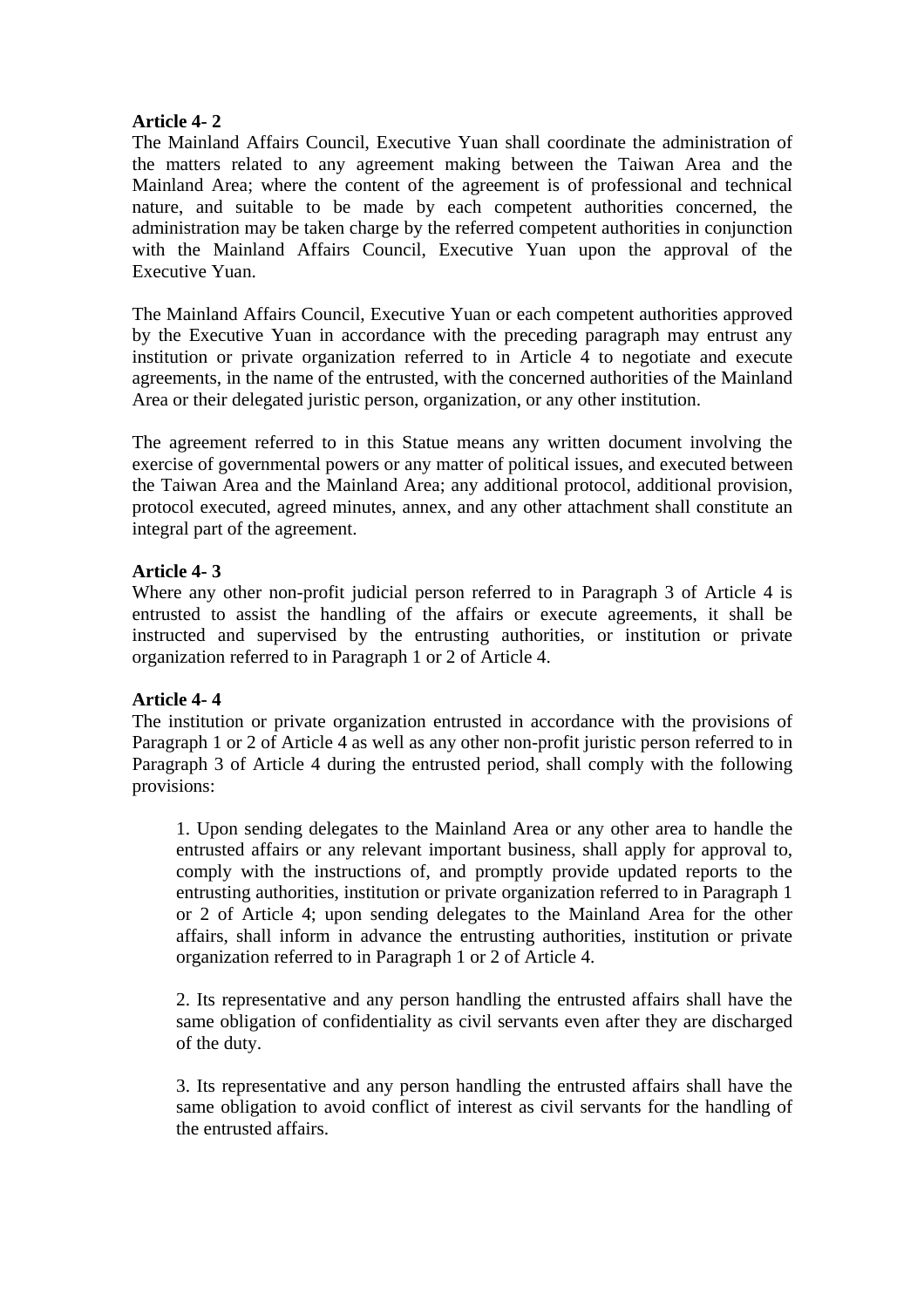**Article 4- 2**
The Mainland Affairs Council, Executive Yuan shall coordinate the administration of the matters related to any agreement making between the Taiwan Area and the Mainland Area; where the content of the agreement is of professional and technical nature, and suitable to be made by each competent authorities concerned, the administration may be taken charge by the referred competent authorities in conjunction with the Mainland Affairs Council, Executive Yuan upon the approval of the Executive Yuan.

The Mainland Affairs Council, Executive Yuan or each competent authorities approved by the Executive Yuan in accordance with the preceding paragraph may entrust any institution or private organization referred to in Article 4 to negotiate and execute agreements, in the name of the entrusted, with the concerned authorities of the Mainland Area or their delegated juristic person, organization, or any other institution.

The agreement referred to in this Statue means any written document involving the exercise of governmental powers or any matter of political issues, and executed between the Taiwan Area and the Mainland Area; any additional protocol, additional provision, protocol executed, agreed minutes, annex, and any other attachment shall constitute an integral part of the agreement.

**Article 4- 3**
Where any other non-profit judicial person referred to in Paragraph 3 of Article 4 is entrusted to assist the handling of the affairs or execute agreements, it shall be instructed and supervised by the entrusting authorities, or institution or private organization referred to in Paragraph 1 or 2 of Article 4.

**Article 4- 4**
The institution or private organization entrusted in accordance with the provisions of Paragraph 1 or 2 of Article 4 as well as any other non-profit juristic person referred to in Paragraph 3 of Article 4 during the entrusted period, shall comply with the following provisions:

1. Upon sending delegates to the Mainland Area or any other area to handle the entrusted affairs or any relevant important business, shall apply for approval to, comply with the instructions of, and promptly provide updated reports to the entrusting authorities, institution or private organization referred to in Paragraph 1 or 2 of Article 4; upon sending delegates to the Mainland Area for the other affairs, shall inform in advance the entrusting authorities, institution or private organization referred to in Paragraph 1 or 2 of Article 4.

2. Its representative and any person handling the entrusted affairs shall have the same obligation of confidentiality as civil servants even after they are discharged of the duty.

3. Its representative and any person handling the entrusted affairs shall have the same obligation to avoid conflict of interest as civil servants for the handling of the entrusted affairs.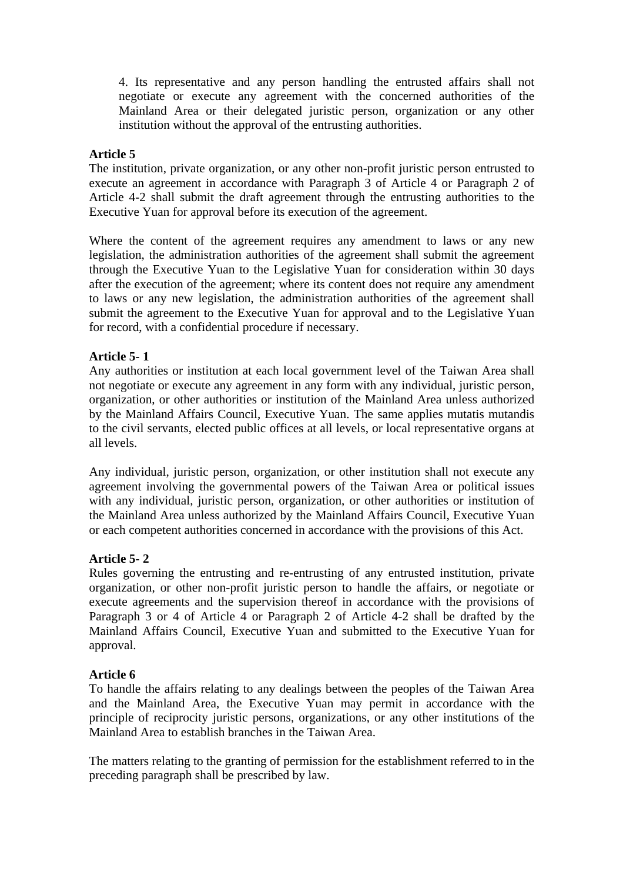4. Its representative and any person handling the entrusted affairs shall not negotiate or execute any agreement with the concerned authorities of the Mainland Area or their delegated juristic person, organization or any other institution without the approval of the entrusting authorities.

**Article 5**

The institution, private organization, or any other non-profit juristic person entrusted to execute an agreement in accordance with Paragraph 3 of Article 4 or Paragraph 2 of Article 4-2 shall submit the draft agreement through the entrusting authorities to the Executive Yuan for approval before its execution of the agreement.

Where the content of the agreement requires any amendment to laws or any new legislation, the administration authorities of the agreement shall submit the agreement through the Executive Yuan to the Legislative Yuan for consideration within 30 days after the execution of the agreement; where its content does not require any amendment to laws or any new legislation, the administration authorities of the agreement shall submit the agreement to the Executive Yuan for approval and to the Legislative Yuan for record, with a confidential procedure if necessary.

**Article 5- 1**

Any authorities or institution at each local government level of the Taiwan Area shall not negotiate or execute any agreement in any form with any individual, juristic person, organization, or other authorities or institution of the Mainland Area unless authorized by the Mainland Affairs Council, Executive Yuan. The same applies mutatis mutandis to the civil servants, elected public offices at all levels, or local representative organs at all levels.

Any individual, juristic person, organization, or other institution shall not execute any agreement involving the governmental powers of the Taiwan Area or political issues with any individual, juristic person, organization, or other authorities or institution of the Mainland Area unless authorized by the Mainland Affairs Council, Executive Yuan or each competent authorities concerned in accordance with the provisions of this Act.

**Article 5- 2**

Rules governing the entrusting and re-entrusting of any entrusted institution, private organization, or other non-profit juristic person to handle the affairs, or negotiate or execute agreements and the supervision thereof in accordance with the provisions of Paragraph 3 or 4 of Article 4 or Paragraph 2 of Article 4-2 shall be drafted by the Mainland Affairs Council, Executive Yuan and submitted to the Executive Yuan for approval.

**Article 6**

To handle the affairs relating to any dealings between the peoples of the Taiwan Area and the Mainland Area, the Executive Yuan may permit in accordance with the principle of reciprocity juristic persons, organizations, or any other institutions of the Mainland Area to establish branches in the Taiwan Area.

The matters relating to the granting of permission for the establishment referred to in the preceding paragraph shall be prescribed by law.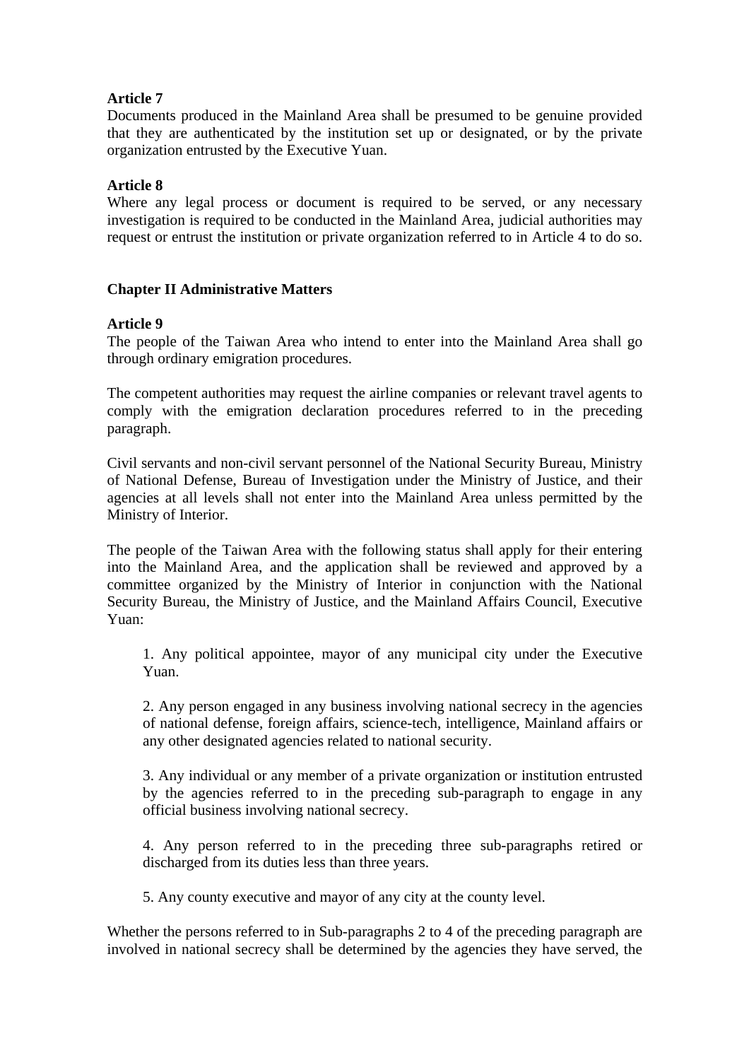**Article 7**

Documents produced in the Mainland Area shall be presumed to be genuine provided that they are authenticated by the institution set up or designated, or by the private organization entrusted by the Executive Yuan.

**Article 8**

Where any legal process or document is required to be served, or any necessary investigation is required to be conducted in the Mainland Area, judicial authorities may request or entrust the institution or private organization referred to in Article 4 to do so.

## Chapter II Administrative Matters

**Article 9**

The people of the Taiwan Area who intend to enter into the Mainland Area shall go through ordinary emigration procedures.

The competent authorities may request the airline companies or relevant travel agents to comply with the emigration declaration procedures referred to in the preceding paragraph.

Civil servants and non-civil servant personnel of the National Security Bureau, Ministry of National Defense, Bureau of Investigation under the Ministry of Justice, and their agencies at all levels shall not enter into the Mainland Area unless permitted by the Ministry of Interior.

The people of the Taiwan Area with the following status shall apply for their entering into the Mainland Area, and the application shall be reviewed and approved by a committee organized by the Ministry of Interior in conjunction with the National Security Bureau, the Ministry of Justice, and the Mainland Affairs Council, Executive Yuan:

1. Any political appointee, mayor of any municipal city under the Executive Yuan.

2. Any person engaged in any business involving national secrecy in the agencies of national defense, foreign affairs, science-tech, intelligence, Mainland affairs or any other designated agencies related to national security.

3. Any individual or any member of a private organization or institution entrusted by the agencies referred to in the preceding sub-paragraph to engage in any official business involving national secrecy.

4. Any person referred to in the preceding three sub-paragraphs retired or discharged from its duties less than three years.

5. Any county executive and mayor of any city at the county level.

Whether the persons referred to in Sub-paragraphs 2 to 4 of the preceding paragraph are involved in national secrecy shall be determined by the agencies they have served, the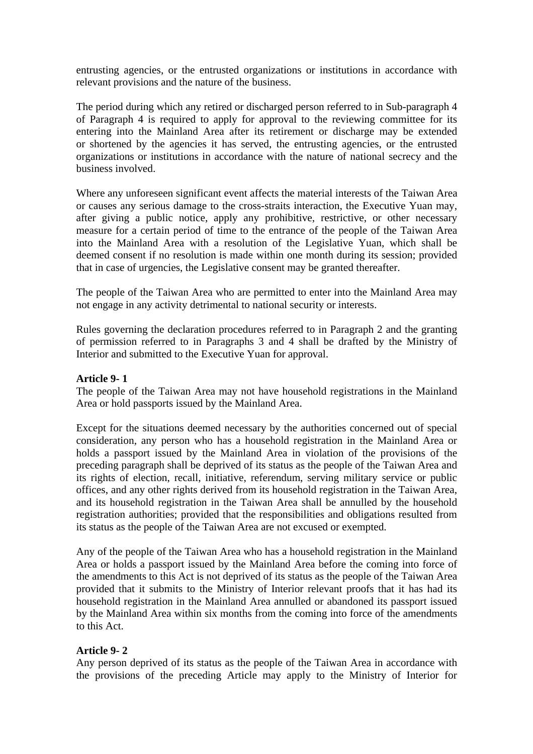entrusting agencies, or the entrusted organizations or institutions in accordance with relevant provisions and the nature of the business.

The period during which any retired or discharged person referred to in Sub-paragraph 4 of Paragraph 4 is required to apply for approval to the reviewing committee for its entering into the Mainland Area after its retirement or discharge may be extended or shortened by the agencies it has served, the entrusting agencies, or the entrusted organizations or institutions in accordance with the nature of national secrecy and the business involved.

Where any unforeseen significant event affects the material interests of the Taiwan Area or causes any serious damage to the cross-straits interaction, the Executive Yuan may, after giving a public notice, apply any prohibitive, restrictive, or other necessary measure for a certain period of time to the entrance of the people of the Taiwan Area into the Mainland Area with a resolution of the Legislative Yuan, which shall be deemed consent if no resolution is made within one month during its session; provided that in case of urgencies, the Legislative consent may be granted thereafter.

The people of the Taiwan Area who are permitted to enter into the Mainland Area may not engage in any activity detrimental to national security or interests.

Rules governing the declaration procedures referred to in Paragraph 2 and the granting of permission referred to in Paragraphs 3 and 4 shall be drafted by the Ministry of Interior and submitted to the Executive Yuan for approval.

**Article 9- 1**
The people of the Taiwan Area may not have household registrations in the Mainland Area or hold passports issued by the Mainland Area.

Except for the situations deemed necessary by the authorities concerned out of special consideration, any person who has a household registration in the Mainland Area or holds a passport issued by the Mainland Area in violation of the provisions of the preceding paragraph shall be deprived of its status as the people of the Taiwan Area and its rights of election, recall, initiative, referendum, serving military service or public offices, and any other rights derived from its household registration in the Taiwan Area, and its household registration in the Taiwan Area shall be annulled by the household registration authorities; provided that the responsibilities and obligations resulted from its status as the people of the Taiwan Area are not excused or exempted.

Any of the people of the Taiwan Area who has a household registration in the Mainland Area or holds a passport issued by the Mainland Area before the coming into force of the amendments to this Act is not deprived of its status as the people of the Taiwan Area provided that it submits to the Ministry of Interior relevant proofs that it has had its household registration in the Mainland Area annulled or abandoned its passport issued by the Mainland Area within six months from the coming into force of the amendments to this Act.

**Article 9- 2**
Any person deprived of its status as the people of the Taiwan Area in accordance with the provisions of the preceding Article may apply to the Ministry of Interior for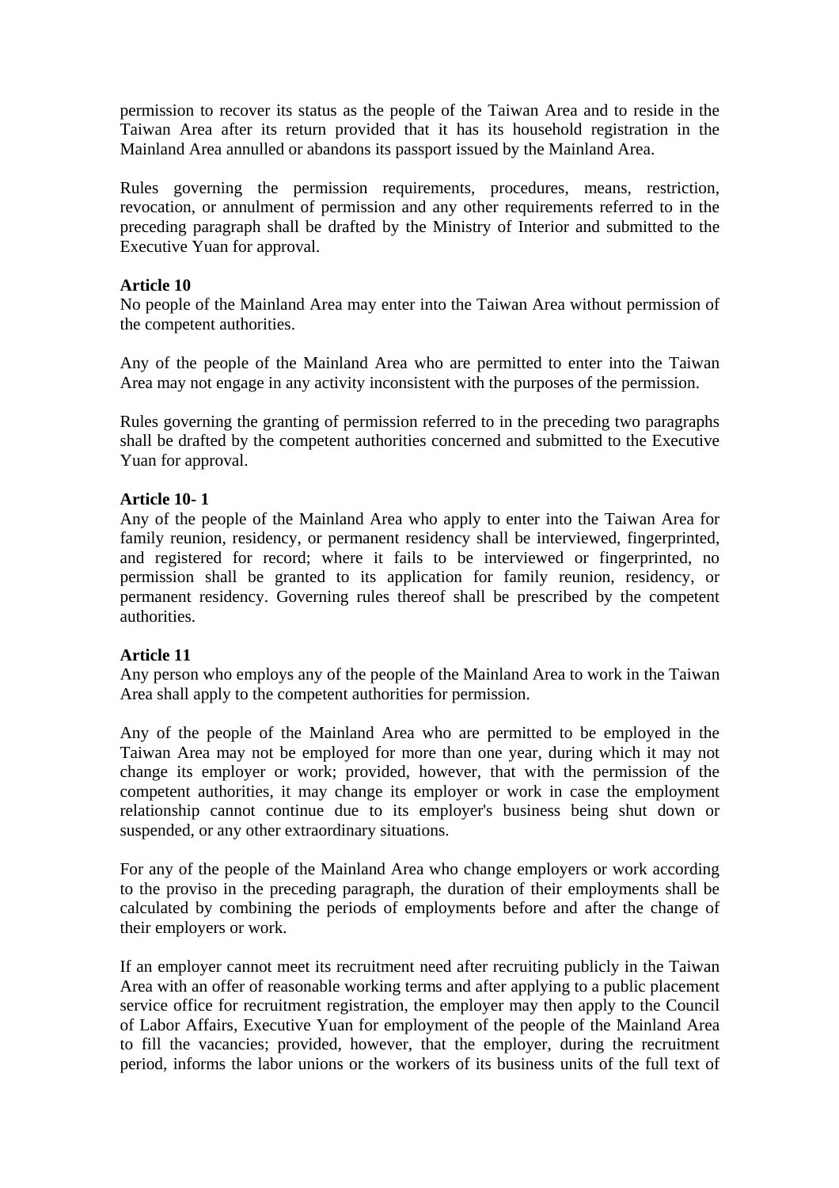permission to recover its status as the people of the Taiwan Area and to reside in the Taiwan Area after its return provided that it has its household registration in the Mainland Area annulled or abandons its passport issued by the Mainland Area.

Rules governing the permission requirements, procedures, means, restriction, revocation, or annulment of permission and any other requirements referred to in the preceding paragraph shall be drafted by the Ministry of Interior and submitted to the Executive Yuan for approval.

**Article 10**
No people of the Mainland Area may enter into the Taiwan Area without permission of the competent authorities.

Any of the people of the Mainland Area who are permitted to enter into the Taiwan Area may not engage in any activity inconsistent with the purposes of the permission.

Rules governing the granting of permission referred to in the preceding two paragraphs shall be drafted by the competent authorities concerned and submitted to the Executive Yuan for approval.

**Article 10- 1**
Any of the people of the Mainland Area who apply to enter into the Taiwan Area for family reunion, residency, or permanent residency shall be interviewed, fingerprinted, and registered for record; where it fails to be interviewed or fingerprinted, no permission shall be granted to its application for family reunion, residency, or permanent residency. Governing rules thereof shall be prescribed by the competent authorities.

**Article 11**
Any person who employs any of the people of the Mainland Area to work in the Taiwan Area shall apply to the competent authorities for permission.

Any of the people of the Mainland Area who are permitted to be employed in the Taiwan Area may not be employed for more than one year, during which it may not change its employer or work; provided, however, that with the permission of the competent authorities, it may change its employer or work in case the employment relationship cannot continue due to its employer's business being shut down or suspended, or any other extraordinary situations.

For any of the people of the Mainland Area who change employers or work according to the proviso in the preceding paragraph, the duration of their employments shall be calculated by combining the periods of employments before and after the change of their employers or work.

If an employer cannot meet its recruitment need after recruiting publicly in the Taiwan Area with an offer of reasonable working terms and after applying to a public placement service office for recruitment registration, the employer may then apply to the Council of Labor Affairs, Executive Yuan for employment of the people of the Mainland Area to fill the vacancies; provided, however, that the employer, during the recruitment period, informs the labor unions or the workers of its business units of the full text of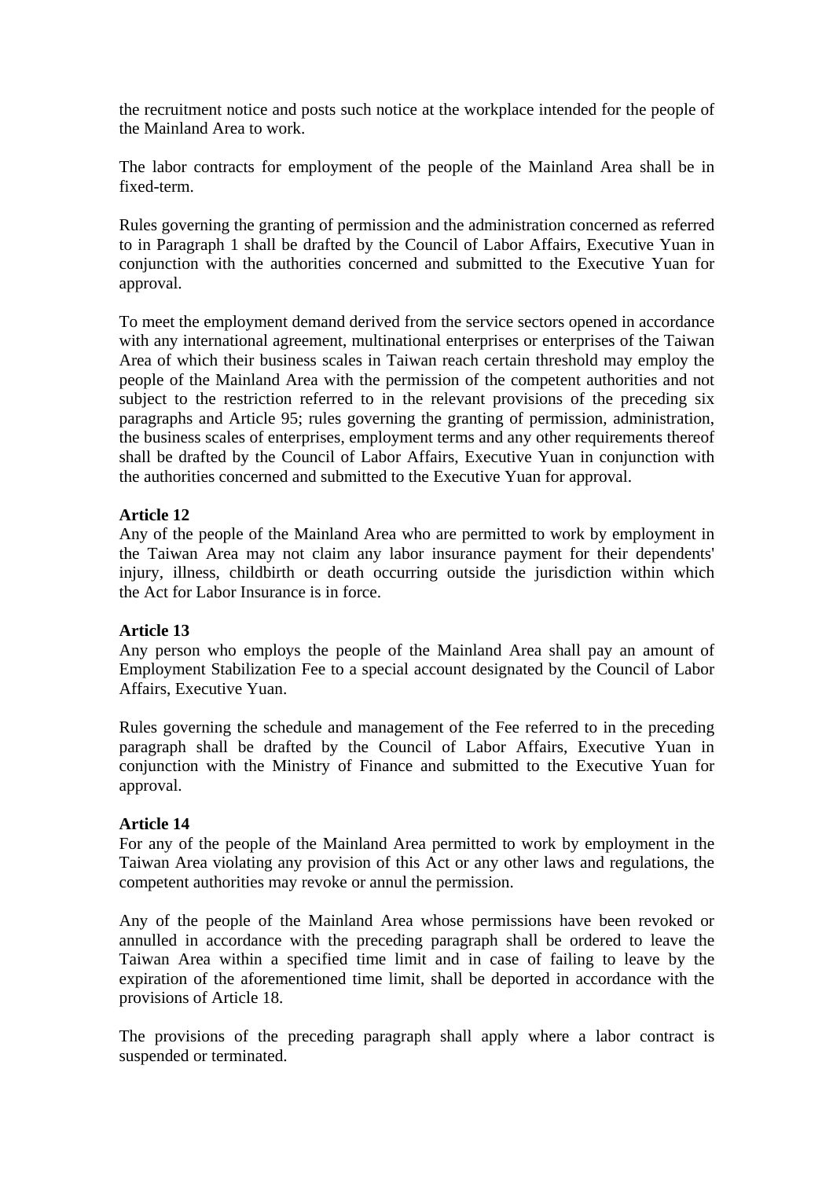the recruitment notice and posts such notice at the workplace intended for the people of the Mainland Area to work.

The labor contracts for employment of the people of the Mainland Area shall be in fixed-term.

Rules governing the granting of permission and the administration concerned as referred to in Paragraph 1 shall be drafted by the Council of Labor Affairs, Executive Yuan in conjunction with the authorities concerned and submitted to the Executive Yuan for approval.

To meet the employment demand derived from the service sectors opened in accordance with any international agreement, multinational enterprises or enterprises of the Taiwan Area of which their business scales in Taiwan reach certain threshold may employ the people of the Mainland Area with the permission of the competent authorities and not subject to the restriction referred to in the relevant provisions of the preceding six paragraphs and Article 95; rules governing the granting of permission, administration, the business scales of enterprises, employment terms and any other requirements thereof shall be drafted by the Council of Labor Affairs, Executive Yuan in conjunction with the authorities concerned and submitted to the Executive Yuan for approval.

**Article 12**
Any of the people of the Mainland Area who are permitted to work by employment in the Taiwan Area may not claim any labor insurance payment for their dependents' injury, illness, childbirth or death occurring outside the jurisdiction within which the Act for Labor Insurance is in force.

**Article 13**
Any person who employs the people of the Mainland Area shall pay an amount of Employment Stabilization Fee to a special account designated by the Council of Labor Affairs, Executive Yuan.

Rules governing the schedule and management of the Fee referred to in the preceding paragraph shall be drafted by the Council of Labor Affairs, Executive Yuan in conjunction with the Ministry of Finance and submitted to the Executive Yuan for approval.

**Article 14**
For any of the people of the Mainland Area permitted to work by employment in the Taiwan Area violating any provision of this Act or any other laws and regulations, the competent authorities may revoke or annul the permission.

Any of the people of the Mainland Area whose permissions have been revoked or annulled in accordance with the preceding paragraph shall be ordered to leave the Taiwan Area within a specified time limit and in case of failing to leave by the expiration of the aforementioned time limit, shall be deported in accordance with the provisions of Article 18.

The provisions of the preceding paragraph shall apply where a labor contract is suspended or terminated.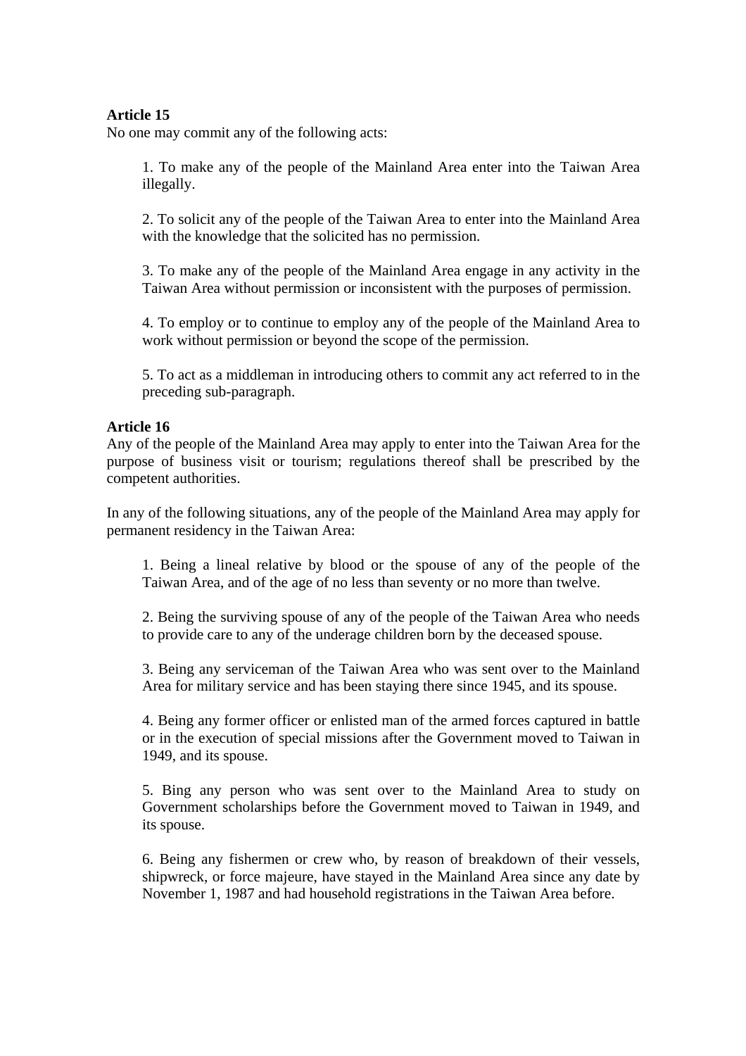**Article 15**

No one may commit any of the following acts:

1. To make any of the people of the Mainland Area enter into the Taiwan Area illegally.

2. To solicit any of the people of the Taiwan Area to enter into the Mainland Area with the knowledge that the solicited has no permission.

3. To make any of the people of the Mainland Area engage in any activity in the Taiwan Area without permission or inconsistent with the purposes of permission.

4. To employ or to continue to employ any of the people of the Mainland Area to work without permission or beyond the scope of the permission.

5. To act as a middleman in introducing others to commit any act referred to in the preceding sub-paragraph.

**Article 16**

Any of the people of the Mainland Area may apply to enter into the Taiwan Area for the purpose of business visit or tourism; regulations thereof shall be prescribed by the competent authorities.

In any of the following situations, any of the people of the Mainland Area may apply for permanent residency in the Taiwan Area:

1. Being a lineal relative by blood or the spouse of any of the people of the Taiwan Area, and of the age of no less than seventy or no more than twelve.

2. Being the surviving spouse of any of the people of the Taiwan Area who needs to provide care to any of the underage children born by the deceased spouse.

3. Being any serviceman of the Taiwan Area who was sent over to the Mainland Area for military service and has been staying there since 1945, and its spouse.

4. Being any former officer or enlisted man of the armed forces captured in battle or in the execution of special missions after the Government moved to Taiwan in 1949, and its spouse.

5. Bing any person who was sent over to the Mainland Area to study on Government scholarships before the Government moved to Taiwan in 1949, and its spouse.

6. Being any fishermen or crew who, by reason of breakdown of their vessels, shipwreck, or force majeure, have stayed in the Mainland Area since any date by November 1, 1987 and had household registrations in the Taiwan Area before.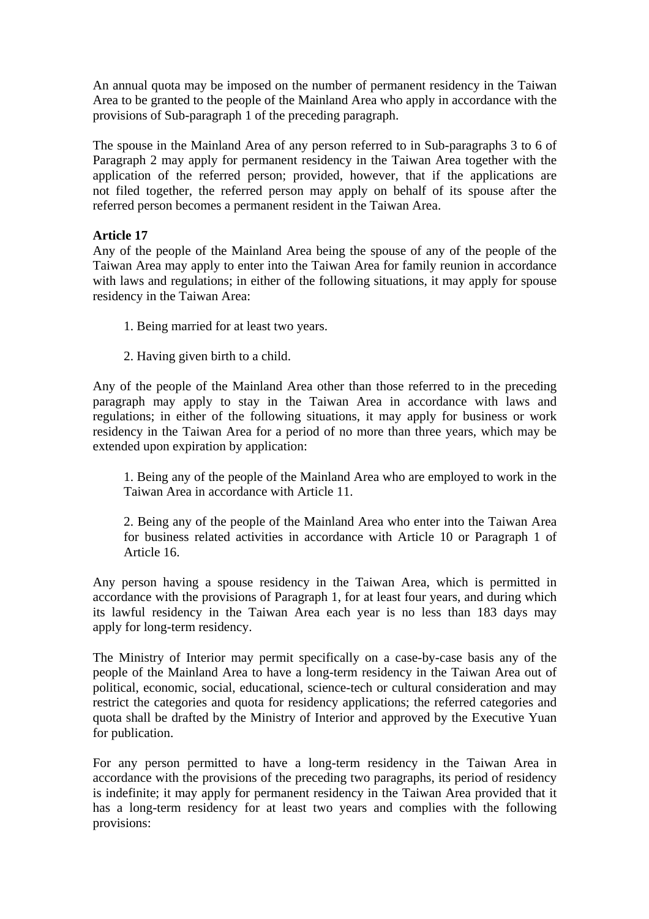An annual quota may be imposed on the number of permanent residency in the Taiwan Area to be granted to the people of the Mainland Area who apply in accordance with the provisions of Sub-paragraph 1 of the preceding paragraph.

The spouse in the Mainland Area of any person referred to in Sub-paragraphs 3 to 6 of Paragraph 2 may apply for permanent residency in the Taiwan Area together with the application of the referred person; provided, however, that if the applications are not filed together, the referred person may apply on behalf of its spouse after the referred person becomes a permanent resident in the Taiwan Area.

**Article 17**

Any of the people of the Mainland Area being the spouse of any of the people of the Taiwan Area may apply to enter into the Taiwan Area for family reunion in accordance with laws and regulations; in either of the following situations, it may apply for spouse residency in the Taiwan Area:

1. Being married for at least two years.

2. Having given birth to a child.

Any of the people of the Mainland Area other than those referred to in the preceding paragraph may apply to stay in the Taiwan Area in accordance with laws and regulations; in either of the following situations, it may apply for business or work residency in the Taiwan Area for a period of no more than three years, which may be extended upon expiration by application:

1. Being any of the people of the Mainland Area who are employed to work in the Taiwan Area in accordance with Article 11.

2. Being any of the people of the Mainland Area who enter into the Taiwan Area for business related activities in accordance with Article 10 or Paragraph 1 of Article 16.

Any person having a spouse residency in the Taiwan Area, which is permitted in accordance with the provisions of Paragraph 1, for at least four years, and during which its lawful residency in the Taiwan Area each year is no less than 183 days may apply for long-term residency.

The Ministry of Interior may permit specifically on a case-by-case basis any of the people of the Mainland Area to have a long-term residency in the Taiwan Area out of political, economic, social, educational, science-tech or cultural consideration and may restrict the categories and quota for residency applications; the referred categories and quota shall be drafted by the Ministry of Interior and approved by the Executive Yuan for publication.

For any person permitted to have a long-term residency in the Taiwan Area in accordance with the provisions of the preceding two paragraphs, its period of residency is indefinite; it may apply for permanent residency in the Taiwan Area provided that it has a long-term residency for at least two years and complies with the following provisions: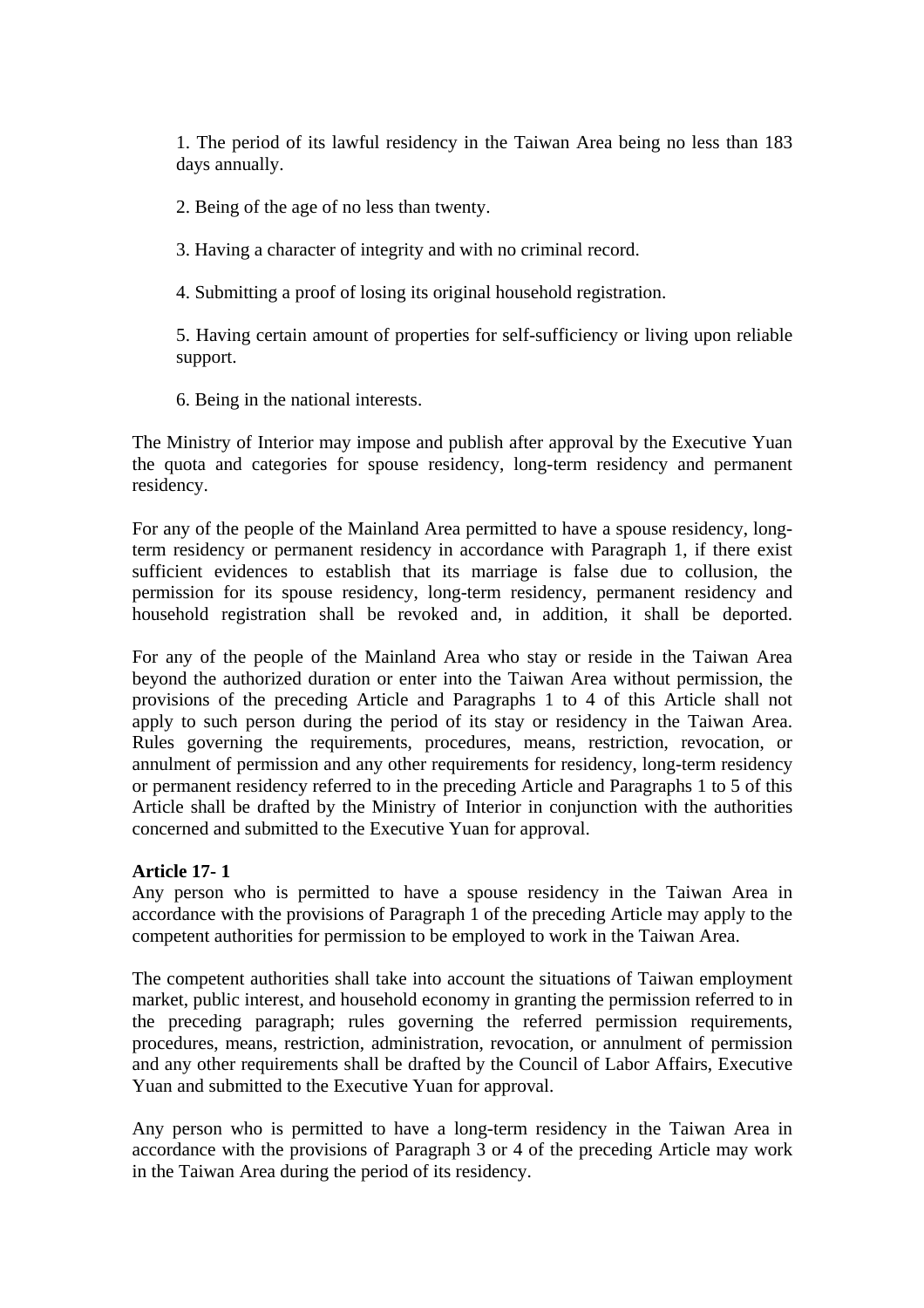1. The period of its lawful residency in the Taiwan Area being no less than 183 days annually.

2. Being of the age of no less than twenty.

3. Having a character of integrity and with no criminal record.

4. Submitting a proof of losing its original household registration.

5. Having certain amount of properties for self-sufficiency or living upon reliable support.

6. Being in the national interests.

The Ministry of Interior may impose and publish after approval by the Executive Yuan the quota and categories for spouse residency, long-term residency and permanent residency.

For any of the people of the Mainland Area permitted to have a spouse residency, long-term residency or permanent residency in accordance with Paragraph 1, if there exist sufficient evidences to establish that its marriage is false due to collusion, the permission for its spouse residency, long-term residency, permanent residency and household registration shall be revoked and, in addition, it shall be deported.

For any of the people of the Mainland Area who stay or reside in the Taiwan Area beyond the authorized duration or enter into the Taiwan Area without permission, the provisions of the preceding Article and Paragraphs 1 to 4 of this Article shall not apply to such person during the period of its stay or residency in the Taiwan Area. Rules governing the requirements, procedures, means, restriction, revocation, or annulment of permission and any other requirements for residency, long-term residency or permanent residency referred to in the preceding Article and Paragraphs 1 to 5 of this Article shall be drafted by the Ministry of Interior in conjunction with the authorities concerned and submitted to the Executive Yuan for approval.

**Article 17- 1**

Any person who is permitted to have a spouse residency in the Taiwan Area in accordance with the provisions of Paragraph 1 of the preceding Article may apply to the competent authorities for permission to be employed to work in the Taiwan Area.

The competent authorities shall take into account the situations of Taiwan employment market, public interest, and household economy in granting the permission referred to in the preceding paragraph; rules governing the referred permission requirements, procedures, means, restriction, administration, revocation, or annulment of permission and any other requirements shall be drafted by the Council of Labor Affairs, Executive Yuan and submitted to the Executive Yuan for approval.

Any person who is permitted to have a long-term residency in the Taiwan Area in accordance with the provisions of Paragraph 3 or 4 of the preceding Article may work in the Taiwan Area during the period of its residency.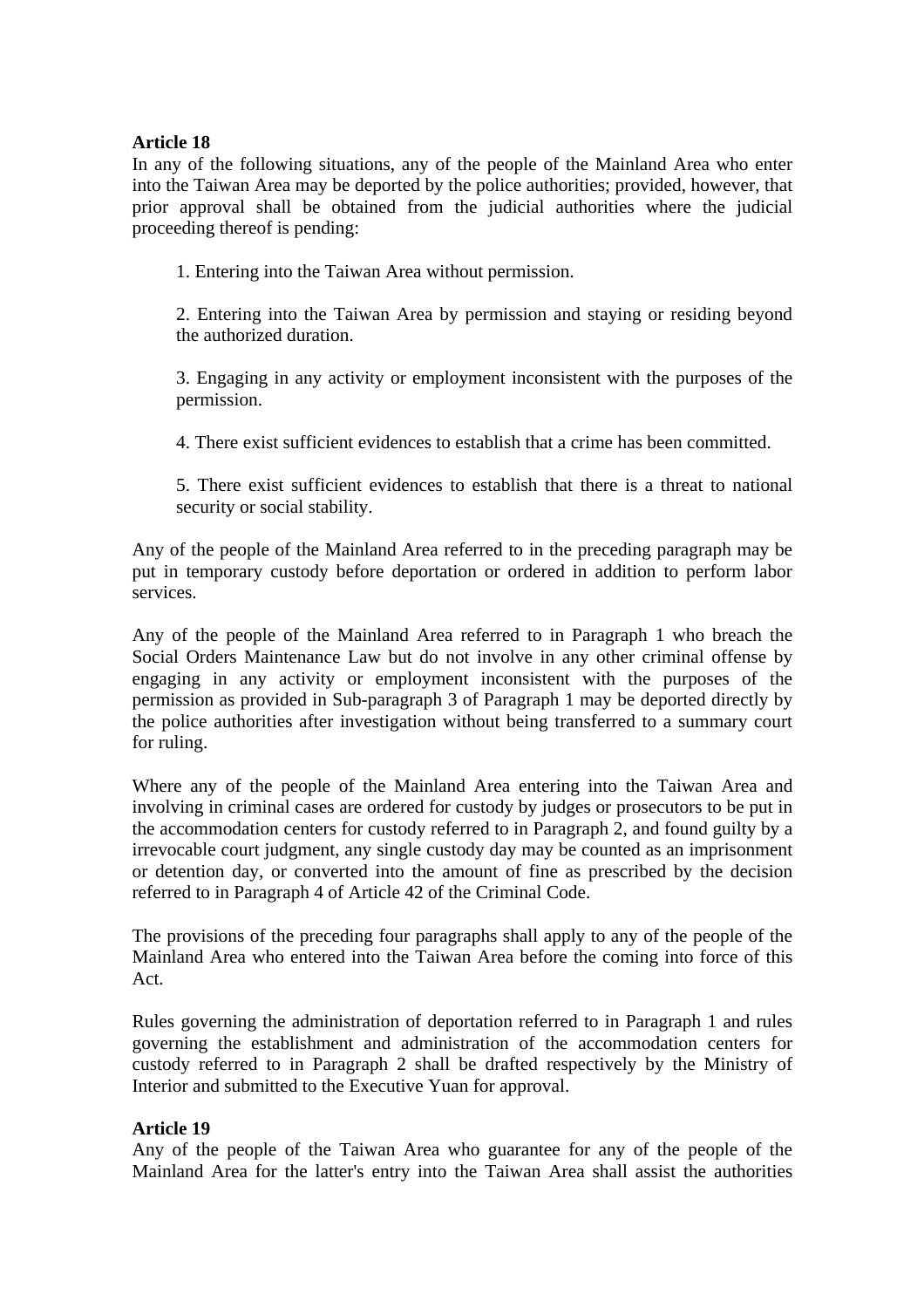**Article 18**
In any of the following situations, any of the people of the Mainland Area who enter into the Taiwan Area may be deported by the police authorities; provided, however, that prior approval shall be obtained from the judicial authorities where the judicial proceeding thereof is pending:

1. Entering into the Taiwan Area without permission.

2. Entering into the Taiwan Area by permission and staying or residing beyond the authorized duration.

3. Engaging in any activity or employment inconsistent with the purposes of the permission.

4. There exist sufficient evidences to establish that a crime has been committed.

5. There exist sufficient evidences to establish that there is a threat to national security or social stability.

Any of the people of the Mainland Area referred to in the preceding paragraph may be put in temporary custody before deportation or ordered in addition to perform labor services.

Any of the people of the Mainland Area referred to in Paragraph 1 who breach the Social Orders Maintenance Law but do not involve in any other criminal offense by engaging in any activity or employment inconsistent with the purposes of the permission as provided in Sub-paragraph 3 of Paragraph 1 may be deported directly by the police authorities after investigation without being transferred to a summary court for ruling.

Where any of the people of the Mainland Area entering into the Taiwan Area and involving in criminal cases are ordered for custody by judges or prosecutors to be put in the accommodation centers for custody referred to in Paragraph 2, and found guilty by a irrevocable court judgment, any single custody day may be counted as an imprisonment or detention day, or converted into the amount of fine as prescribed by the decision referred to in Paragraph 4 of Article 42 of the Criminal Code.

The provisions of the preceding four paragraphs shall apply to any of the people of the Mainland Area who entered into the Taiwan Area before the coming into force of this Act.

Rules governing the administration of deportation referred to in Paragraph 1 and rules governing the establishment and administration of the accommodation centers for custody referred to in Paragraph 2 shall be drafted respectively by the Ministry of Interior and submitted to the Executive Yuan for approval.

**Article 19**
Any of the people of the Taiwan Area who guarantee for any of the people of the Mainland Area for the latter's entry into the Taiwan Area shall assist the authorities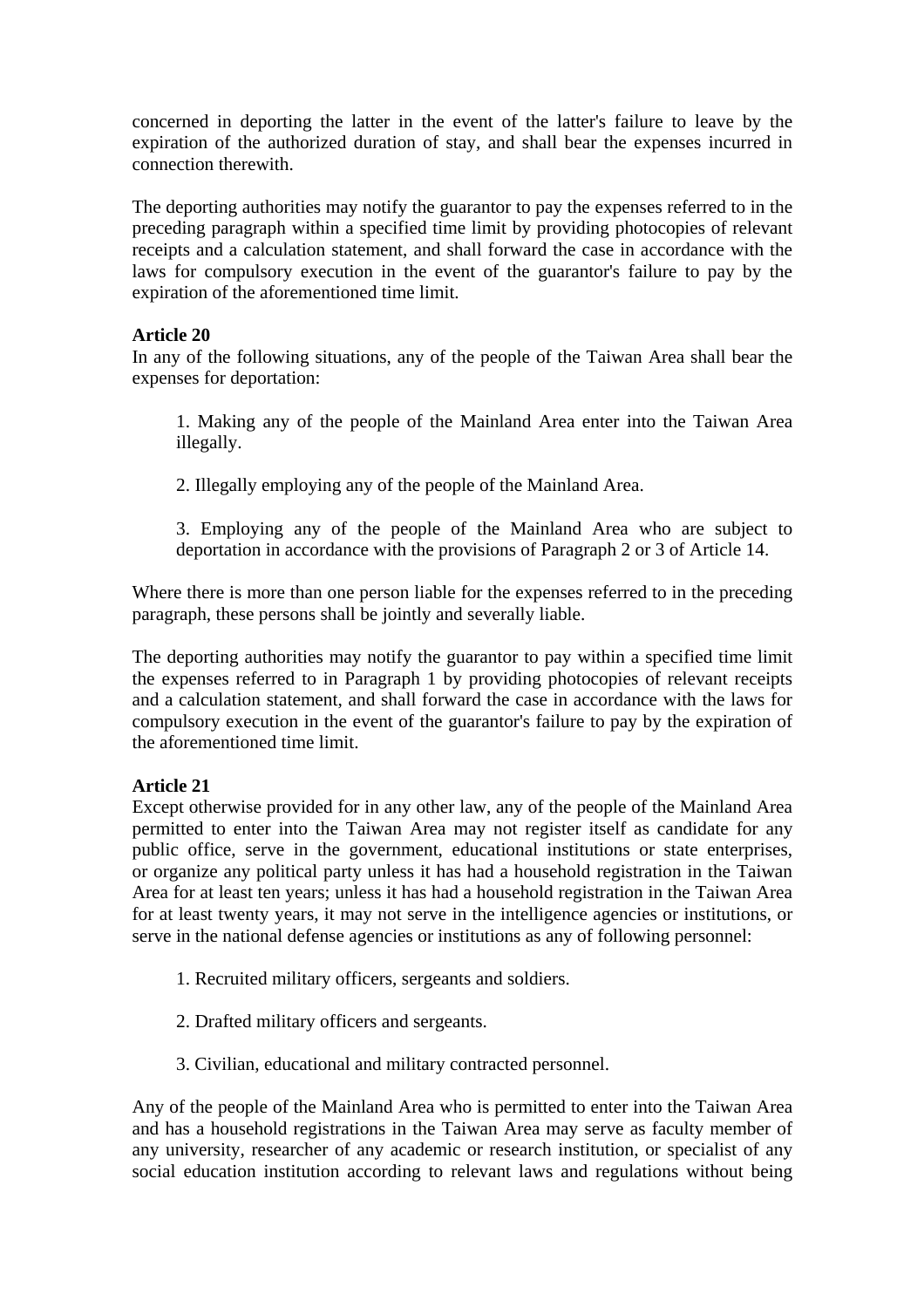concerned in deporting the latter in the event of the latter's failure to leave by the expiration of the authorized duration of stay, and shall bear the expenses incurred in connection therewith.

The deporting authorities may notify the guarantor to pay the expenses referred to in the preceding paragraph within a specified time limit by providing photocopies of relevant receipts and a calculation statement, and shall forward the case in accordance with the laws for compulsory execution in the event of the guarantor's failure to pay by the expiration of the aforementioned time limit.

**Article 20**

In any of the following situations, any of the people of the Taiwan Area shall bear the expenses for deportation:

1. Making any of the people of the Mainland Area enter into the Taiwan Area illegally.

2. Illegally employing any of the people of the Mainland Area.

3. Employing any of the people of the Mainland Area who are subject to deportation in accordance with the provisions of Paragraph 2 or 3 of Article 14.

Where there is more than one person liable for the expenses referred to in the preceding paragraph, these persons shall be jointly and severally liable.

The deporting authorities may notify the guarantor to pay within a specified time limit the expenses referred to in Paragraph 1 by providing photocopies of relevant receipts and a calculation statement, and shall forward the case in accordance with the laws for compulsory execution in the event of the guarantor's failure to pay by the expiration of the aforementioned time limit.

**Article 21**

Except otherwise provided for in any other law, any of the people of the Mainland Area permitted to enter into the Taiwan Area may not register itself as candidate for any public office, serve in the government, educational institutions or state enterprises, or organize any political party unless it has had a household registration in the Taiwan Area for at least ten years; unless it has had a household registration in the Taiwan Area for at least twenty years, it may not serve in the intelligence agencies or institutions, or serve in the national defense agencies or institutions as any of following personnel:

1. Recruited military officers, sergeants and soldiers.

2. Drafted military officers and sergeants.

3. Civilian, educational and military contracted personnel.

Any of the people of the Mainland Area who is permitted to enter into the Taiwan Area and has a household registrations in the Taiwan Area may serve as faculty member of any university, researcher of any academic or research institution, or specialist of any social education institution according to relevant laws and regulations without being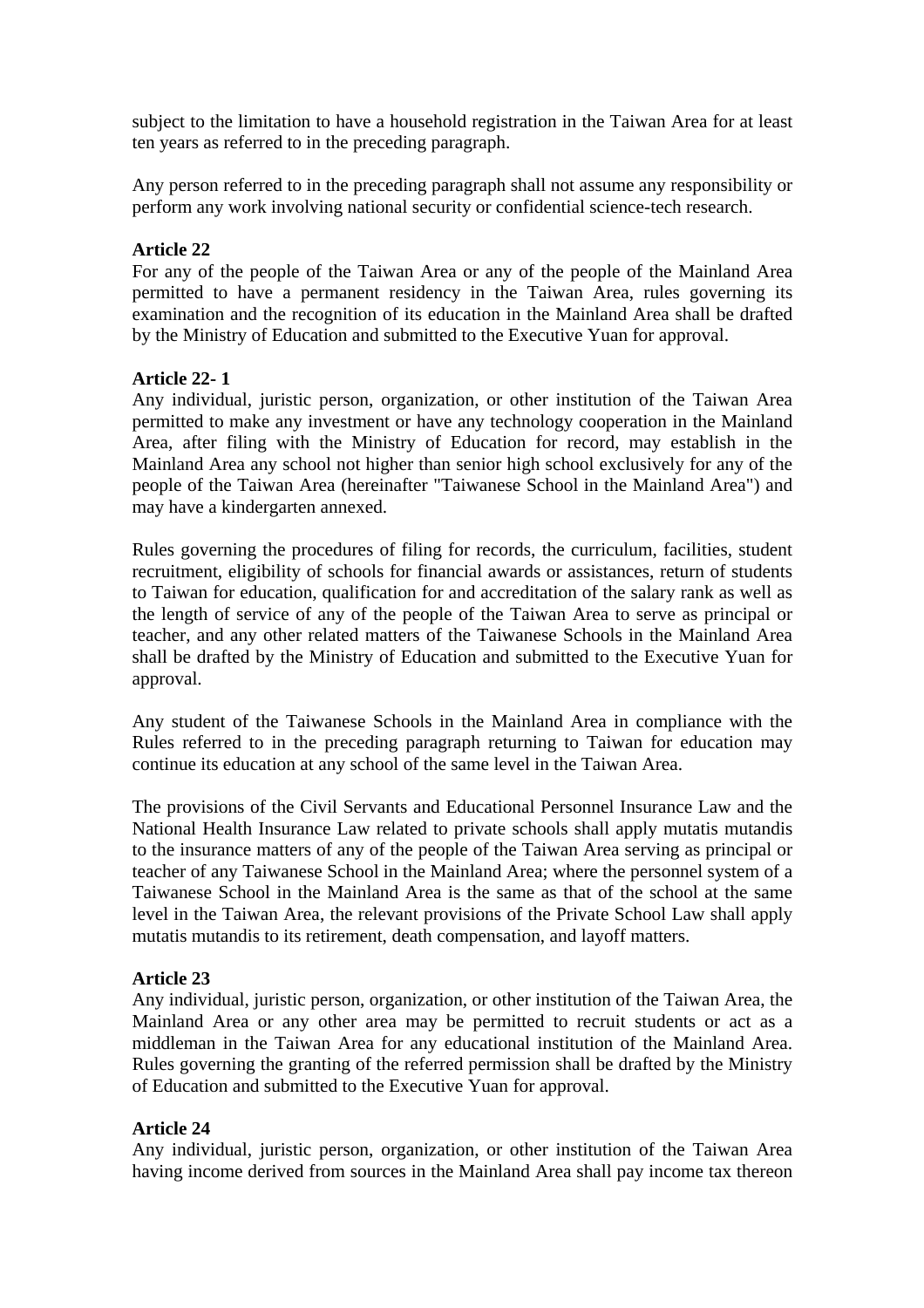subject to the limitation to have a household registration in the Taiwan Area for at least ten years as referred to in the preceding paragraph.

Any person referred to in the preceding paragraph shall not assume any responsibility or perform any work involving national security or confidential science-tech research.

**Article 22**

For any of the people of the Taiwan Area or any of the people of the Mainland Area permitted to have a permanent residency in the Taiwan Area, rules governing its examination and the recognition of its education in the Mainland Area shall be drafted by the Ministry of Education and submitted to the Executive Yuan for approval.

**Article 22- 1**

Any individual, juristic person, organization, or other institution of the Taiwan Area permitted to make any investment or have any technology cooperation in the Mainland Area, after filing with the Ministry of Education for record, may establish in the Mainland Area any school not higher than senior high school exclusively for any of the people of the Taiwan Area (hereinafter "Taiwanese School in the Mainland Area") and may have a kindergarten annexed.

Rules governing the procedures of filing for records, the curriculum, facilities, student recruitment, eligibility of schools for financial awards or assistances, return of students to Taiwan for education, qualification for and accreditation of the salary rank as well as the length of service of any of the people of the Taiwan Area to serve as principal or teacher, and any other related matters of the Taiwanese Schools in the Mainland Area shall be drafted by the Ministry of Education and submitted to the Executive Yuan for approval.

Any student of the Taiwanese Schools in the Mainland Area in compliance with the Rules referred to in the preceding paragraph returning to Taiwan for education may continue its education at any school of the same level in the Taiwan Area.

The provisions of the Civil Servants and Educational Personnel Insurance Law and the National Health Insurance Law related to private schools shall apply mutatis mutandis to the insurance matters of any of the people of the Taiwan Area serving as principal or teacher of any Taiwanese School in the Mainland Area; where the personnel system of a Taiwanese School in the Mainland Area is the same as that of the school at the same level in the Taiwan Area, the relevant provisions of the Private School Law shall apply mutatis mutandis to its retirement, death compensation, and layoff matters.

**Article 23**

Any individual, juristic person, organization, or other institution of the Taiwan Area, the Mainland Area or any other area may be permitted to recruit students or act as a middleman in the Taiwan Area for any educational institution of the Mainland Area. Rules governing the granting of the referred permission shall be drafted by the Ministry of Education and submitted to the Executive Yuan for approval.

**Article 24**

Any individual, juristic person, organization, or other institution of the Taiwan Area having income derived from sources in the Mainland Area shall pay income tax thereon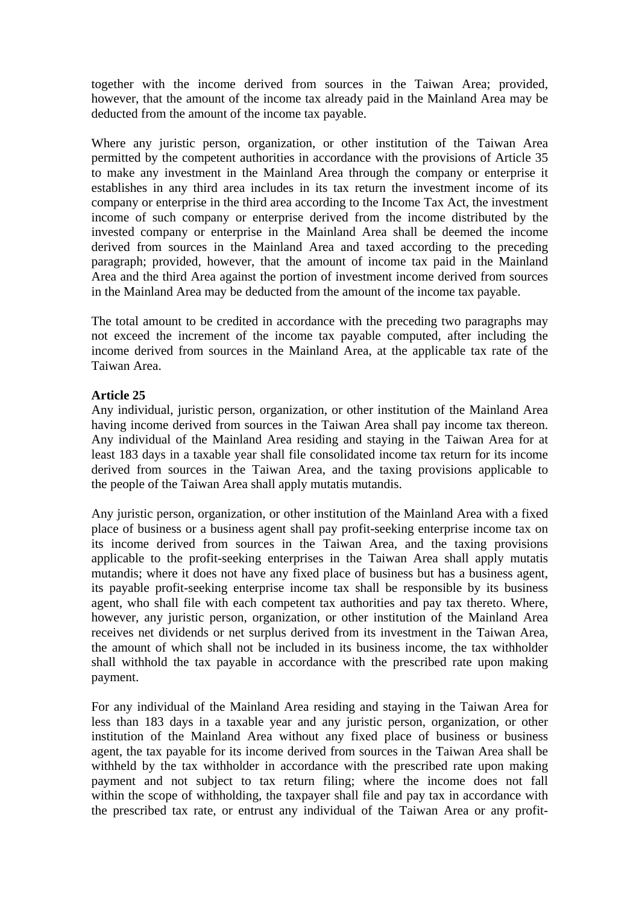together with the income derived from sources in the Taiwan Area; provided, however, that the amount of the income tax already paid in the Mainland Area may be deducted from the amount of the income tax payable.

Where any juristic person, organization, or other institution of the Taiwan Area permitted by the competent authorities in accordance with the provisions of Article 35 to make any investment in the Mainland Area through the company or enterprise it establishes in any third area includes in its tax return the investment income of its company or enterprise in the third area according to the Income Tax Act, the investment income of such company or enterprise derived from the income distributed by the invested company or enterprise in the Mainland Area shall be deemed the income derived from sources in the Mainland Area and taxed according to the preceding paragraph; provided, however, that the amount of income tax paid in the Mainland Area and the third Area against the portion of investment income derived from sources in the Mainland Area may be deducted from the amount of the income tax payable.

The total amount to be credited in accordance with the preceding two paragraphs may not exceed the increment of the income tax payable computed, after including the income derived from sources in the Mainland Area, at the applicable tax rate of the Taiwan Area.

**Article 25**

Any individual, juristic person, organization, or other institution of the Mainland Area having income derived from sources in the Taiwan Area shall pay income tax thereon. Any individual of the Mainland Area residing and staying in the Taiwan Area for at least 183 days in a taxable year shall file consolidated income tax return for its income derived from sources in the Taiwan Area, and the taxing provisions applicable to the people of the Taiwan Area shall apply mutatis mutandis.

Any juristic person, organization, or other institution of the Mainland Area with a fixed place of business or a business agent shall pay profit-seeking enterprise income tax on its income derived from sources in the Taiwan Area, and the taxing provisions applicable to the profit-seeking enterprises in the Taiwan Area shall apply mutatis mutandis; where it does not have any fixed place of business but has a business agent, its payable profit-seeking enterprise income tax shall be responsible by its business agent, who shall file with each competent tax authorities and pay tax thereto. Where, however, any juristic person, organization, or other institution of the Mainland Area receives net dividends or net surplus derived from its investment in the Taiwan Area, the amount of which shall not be included in its business income, the tax withholder shall withhold the tax payable in accordance with the prescribed rate upon making payment.

For any individual of the Mainland Area residing and staying in the Taiwan Area for less than 183 days in a taxable year and any juristic person, organization, or other institution of the Mainland Area without any fixed place of business or business agent, the tax payable for its income derived from sources in the Taiwan Area shall be withheld by the tax withholder in accordance with the prescribed rate upon making payment and not subject to tax return filing; where the income does not fall within the scope of withholding, the taxpayer shall file and pay tax in accordance with the prescribed tax rate, or entrust any individual of the Taiwan Area or any profit-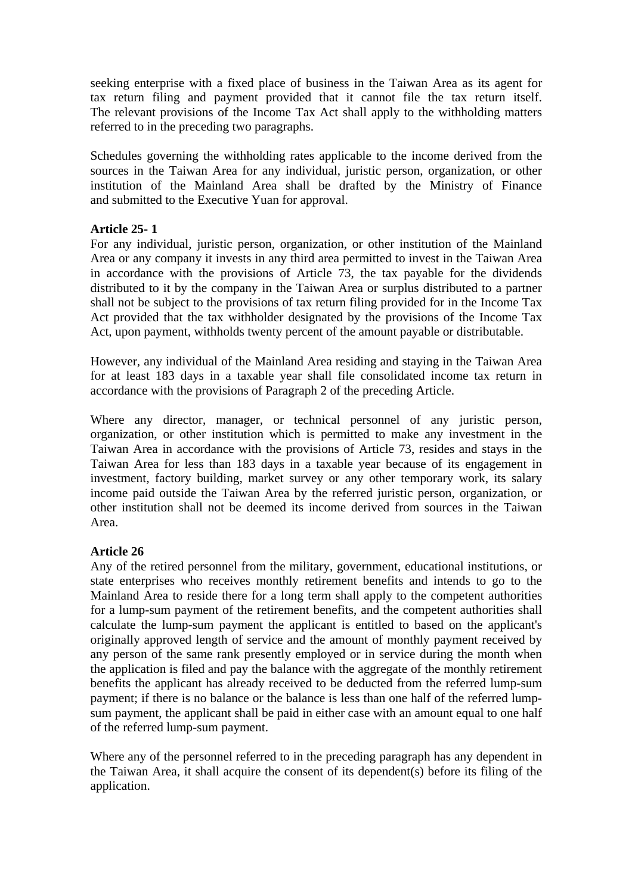seeking enterprise with a fixed place of business in the Taiwan Area as its agent for tax return filing and payment provided that it cannot file the tax return itself. The relevant provisions of the Income Tax Act shall apply to the withholding matters referred to in the preceding two paragraphs.

Schedules governing the withholding rates applicable to the income derived from the sources in the Taiwan Area for any individual, juristic person, organization, or other institution of the Mainland Area shall be drafted by the Ministry of Finance and submitted to the Executive Yuan for approval.

**Article 25- 1**

For any individual, juristic person, organization, or other institution of the Mainland Area or any company it invests in any third area permitted to invest in the Taiwan Area in accordance with the provisions of Article 73, the tax payable for the dividends distributed to it by the company in the Taiwan Area or surplus distributed to a partner shall not be subject to the provisions of tax return filing provided for in the Income Tax Act provided that the tax withholder designated by the provisions of the Income Tax Act, upon payment, withholds twenty percent of the amount payable or distributable.

However, any individual of the Mainland Area residing and staying in the Taiwan Area for at least 183 days in a taxable year shall file consolidated income tax return in accordance with the provisions of Paragraph 2 of the preceding Article.

Where any director, manager, or technical personnel of any juristic person, organization, or other institution which is permitted to make any investment in the Taiwan Area in accordance with the provisions of Article 73, resides and stays in the Taiwan Area for less than 183 days in a taxable year because of its engagement in investment, factory building, market survey or any other temporary work, its salary income paid outside the Taiwan Area by the referred juristic person, organization, or other institution shall not be deemed its income derived from sources in the Taiwan Area.

**Article 26**

Any of the retired personnel from the military, government, educational institutions, or state enterprises who receives monthly retirement benefits and intends to go to the Mainland Area to reside there for a long term shall apply to the competent authorities for a lump-sum payment of the retirement benefits, and the competent authorities shall calculate the lump-sum payment the applicant is entitled to based on the applicant's originally approved length of service and the amount of monthly payment received by any person of the same rank presently employed or in service during the month when the application is filed and pay the balance with the aggregate of the monthly retirement benefits the applicant has already received to be deducted from the referred lump-sum payment; if there is no balance or the balance is less than one half of the referred lump-sum payment, the applicant shall be paid in either case with an amount equal to one half of the referred lump-sum payment.

Where any of the personnel referred to in the preceding paragraph has any dependent in the Taiwan Area, it shall acquire the consent of its dependent(s) before its filing of the application.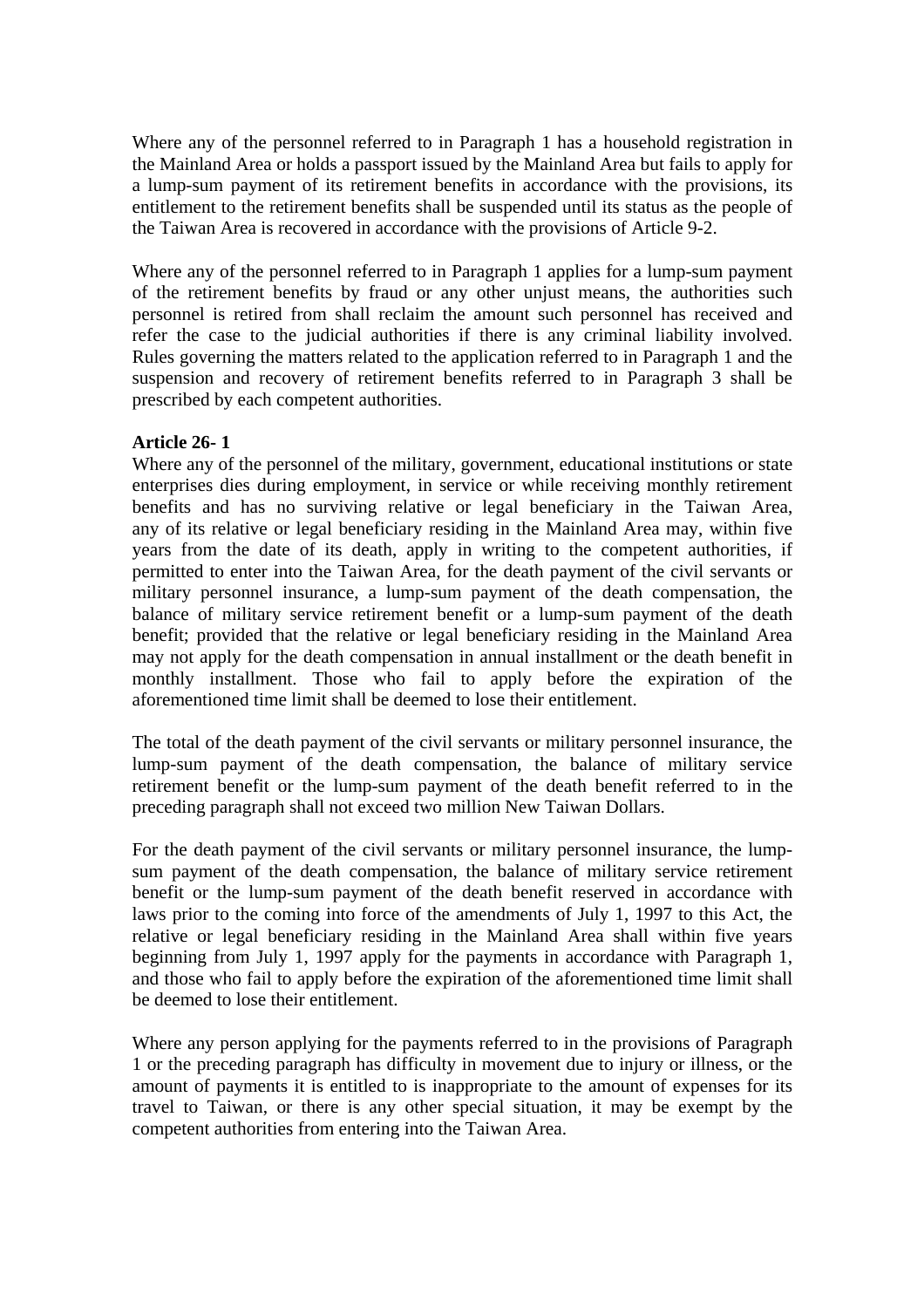Where any of the personnel referred to in Paragraph 1 has a household registration in the Mainland Area or holds a passport issued by the Mainland Area but fails to apply for a lump-sum payment of its retirement benefits in accordance with the provisions, its entitlement to the retirement benefits shall be suspended until its status as the people of the Taiwan Area is recovered in accordance with the provisions of Article 9-2.

Where any of the personnel referred to in Paragraph 1 applies for a lump-sum payment of the retirement benefits by fraud or any other unjust means, the authorities such personnel is retired from shall reclaim the amount such personnel has received and refer the case to the judicial authorities if there is any criminal liability involved. Rules governing the matters related to the application referred to in Paragraph 1 and the suspension and recovery of retirement benefits referred to in Paragraph 3 shall be prescribed by each competent authorities.

**Article 26- 1**

Where any of the personnel of the military, government, educational institutions or state enterprises dies during employment, in service or while receiving monthly retirement benefits and has no surviving relative or legal beneficiary in the Taiwan Area, any of its relative or legal beneficiary residing in the Mainland Area may, within five years from the date of its death, apply in writing to the competent authorities, if permitted to enter into the Taiwan Area, for the death payment of the civil servants or military personnel insurance, a lump-sum payment of the death compensation, the balance of military service retirement benefit or a lump-sum payment of the death benefit; provided that the relative or legal beneficiary residing in the Mainland Area may not apply for the death compensation in annual installment or the death benefit in monthly installment. Those who fail to apply before the expiration of the aforementioned time limit shall be deemed to lose their entitlement.

The total of the death payment of the civil servants or military personnel insurance, the lump-sum payment of the death compensation, the balance of military service retirement benefit or the lump-sum payment of the death benefit referred to in the preceding paragraph shall not exceed two million New Taiwan Dollars.

For the death payment of the civil servants or military personnel insurance, the lump-sum payment of the death compensation, the balance of military service retirement benefit or the lump-sum payment of the death benefit reserved in accordance with laws prior to the coming into force of the amendments of July 1, 1997 to this Act, the relative or legal beneficiary residing in the Mainland Area shall within five years beginning from July 1, 1997 apply for the payments in accordance with Paragraph 1, and those who fail to apply before the expiration of the aforementioned time limit shall be deemed to lose their entitlement.

Where any person applying for the payments referred to in the provisions of Paragraph 1 or the preceding paragraph has difficulty in movement due to injury or illness, or the amount of payments it is entitled to is inappropriate to the amount of expenses for its travel to Taiwan, or there is any other special situation, it may be exempt by the competent authorities from entering into the Taiwan Area.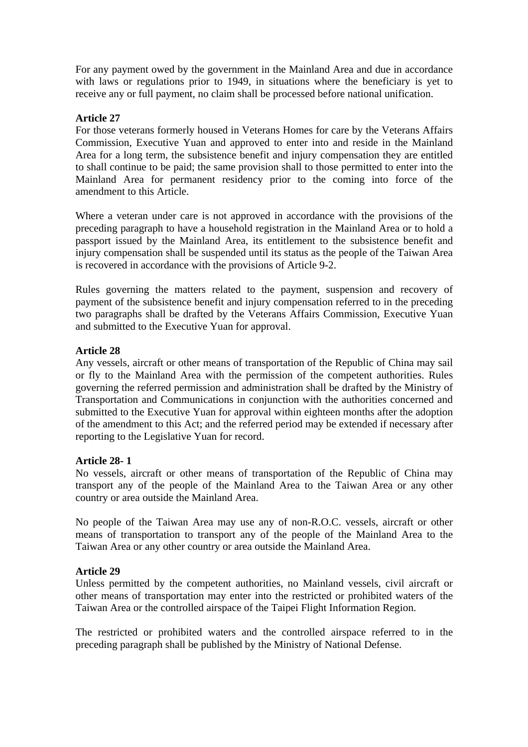For any payment owed by the government in the Mainland Area and due in accordance with laws or regulations prior to 1949, in situations where the beneficiary is yet to receive any or full payment, no claim shall be processed before national unification.

**Article 27**
For those veterans formerly housed in Veterans Homes for care by the Veterans Affairs Commission, Executive Yuan and approved to enter into and reside in the Mainland Area for a long term, the subsistence benefit and injury compensation they are entitled to shall continue to be paid; the same provision shall to those permitted to enter into the Mainland Area for permanent residency prior to the coming into force of the amendment to this Article.

Where a veteran under care is not approved in accordance with the provisions of the preceding paragraph to have a household registration in the Mainland Area or to hold a passport issued by the Mainland Area, its entitlement to the subsistence benefit and injury compensation shall be suspended until its status as the people of the Taiwan Area is recovered in accordance with the provisions of Article 9-2.

Rules governing the matters related to the payment, suspension and recovery of payment of the subsistence benefit and injury compensation referred to in the preceding two paragraphs shall be drafted by the Veterans Affairs Commission, Executive Yuan and submitted to the Executive Yuan for approval.

**Article 28**
Any vessels, aircraft or other means of transportation of the Republic of China may sail or fly to the Mainland Area with the permission of the competent authorities. Rules governing the referred permission and administration shall be drafted by the Ministry of Transportation and Communications in conjunction with the authorities concerned and submitted to the Executive Yuan for approval within eighteen months after the adoption of the amendment to this Act; and the referred period may be extended if necessary after reporting to the Legislative Yuan for record.

**Article 28- 1**
No vessels, aircraft or other means of transportation of the Republic of China may transport any of the people of the Mainland Area to the Taiwan Area or any other country or area outside the Mainland Area.

No people of the Taiwan Area may use any of non-R.O.C. vessels, aircraft or other means of transportation to transport any of the people of the Mainland Area to the Taiwan Area or any other country or area outside the Mainland Area.

**Article 29**
Unless permitted by the competent authorities, no Mainland vessels, civil aircraft or other means of transportation may enter into the restricted or prohibited waters of the Taiwan Area or the controlled airspace of the Taipei Flight Information Region.

The restricted or prohibited waters and the controlled airspace referred to in the preceding paragraph shall be published by the Ministry of National Defense.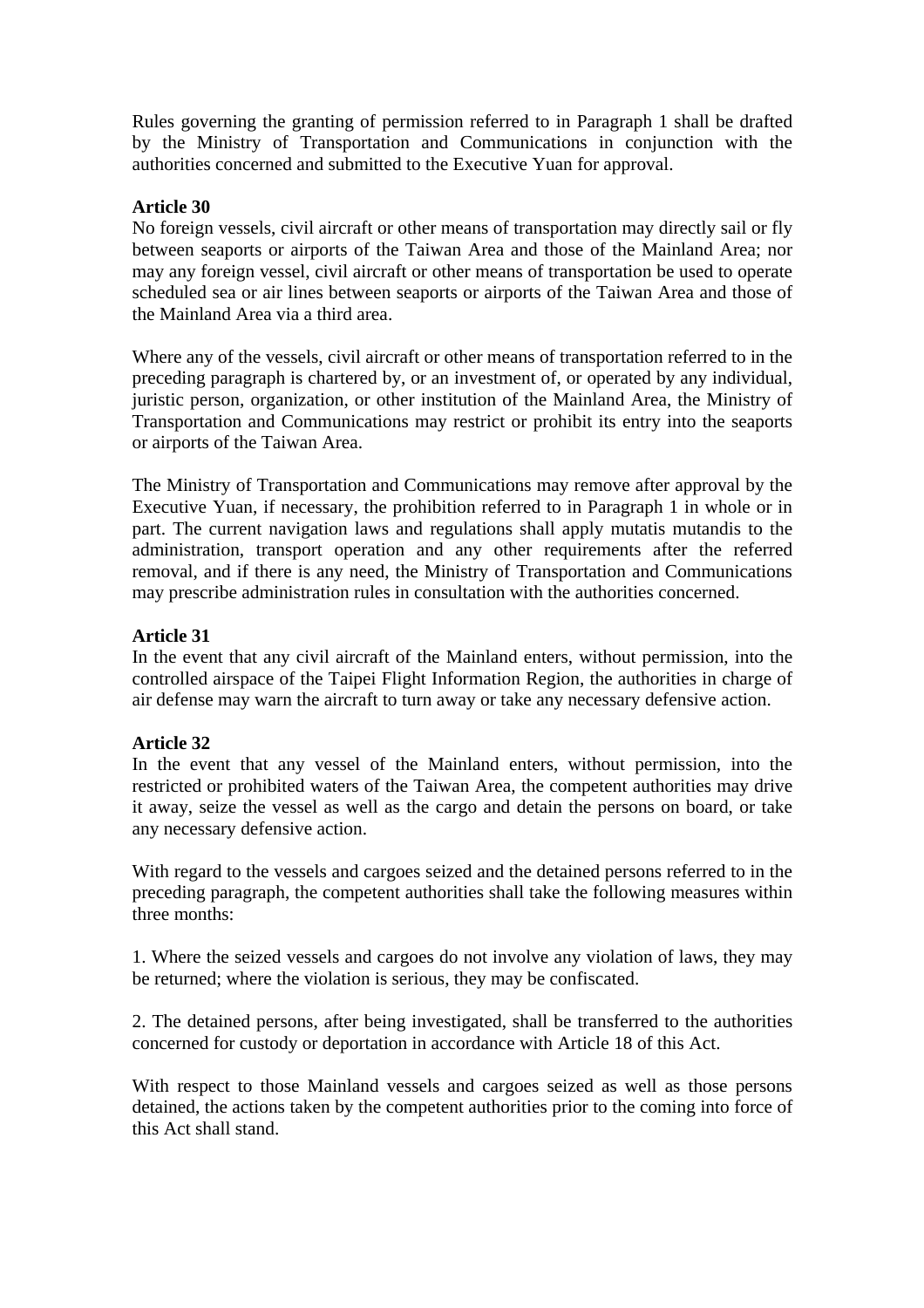Rules governing the granting of permission referred to in Paragraph 1 shall be drafted by the Ministry of Transportation and Communications in conjunction with the authorities concerned and submitted to the Executive Yuan for approval.

**Article 30**

No foreign vessels, civil aircraft or other means of transportation may directly sail or fly between seaports or airports of the Taiwan Area and those of the Mainland Area; nor may any foreign vessel, civil aircraft or other means of transportation be used to operate scheduled sea or air lines between seaports or airports of the Taiwan Area and those of the Mainland Area via a third area.

Where any of the vessels, civil aircraft or other means of transportation referred to in the preceding paragraph is chartered by, or an investment of, or operated by any individual, juristic person, organization, or other institution of the Mainland Area, the Ministry of Transportation and Communications may restrict or prohibit its entry into the seaports or airports of the Taiwan Area.

The Ministry of Transportation and Communications may remove after approval by the Executive Yuan, if necessary, the prohibition referred to in Paragraph 1 in whole or in part. The current navigation laws and regulations shall apply mutatis mutandis to the administration, transport operation and any other requirements after the referred removal, and if there is any need, the Ministry of Transportation and Communications may prescribe administration rules in consultation with the authorities concerned.

**Article 31**

In the event that any civil aircraft of the Mainland enters, without permission, into the controlled airspace of the Taipei Flight Information Region, the authorities in charge of air defense may warn the aircraft to turn away or take any necessary defensive action.

**Article 32**

In the event that any vessel of the Mainland enters, without permission, into the restricted or prohibited waters of the Taiwan Area, the competent authorities may drive it away, seize the vessel as well as the cargo and detain the persons on board, or take any necessary defensive action.

With regard to the vessels and cargoes seized and the detained persons referred to in the preceding paragraph, the competent authorities shall take the following measures within three months:

1. Where the seized vessels and cargoes do not involve any violation of laws, they may be returned; where the violation is serious, they may be confiscated.

2. The detained persons, after being investigated, shall be transferred to the authorities concerned for custody or deportation in accordance with Article 18 of this Act.

With respect to those Mainland vessels and cargoes seized as well as those persons detained, the actions taken by the competent authorities prior to the coming into force of this Act shall stand.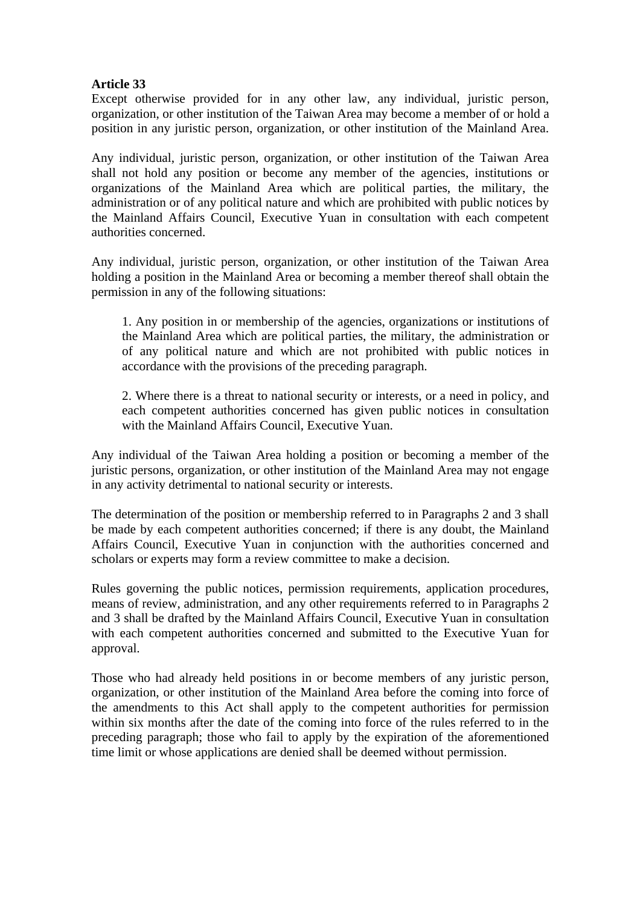**Article 33**

Except otherwise provided for in any other law, any individual, juristic person, organization, or other institution of the Taiwan Area may become a member of or hold a position in any juristic person, organization, or other institution of the Mainland Area.

Any individual, juristic person, organization, or other institution of the Taiwan Area shall not hold any position or become any member of the agencies, institutions or organizations of the Mainland Area which are political parties, the military, the administration or of any political nature and which are prohibited with public notices by the Mainland Affairs Council, Executive Yuan in consultation with each competent authorities concerned.

Any individual, juristic person, organization, or other institution of the Taiwan Area holding a position in the Mainland Area or becoming a member thereof shall obtain the permission in any of the following situations:

> 1. Any position in or membership of the agencies, organizations or institutions of the Mainland Area which are political parties, the military, the administration or of any political nature and which are not prohibited with public notices in accordance with the provisions of the preceding paragraph.
>
> 2. Where there is a threat to national security or interests, or a need in policy, and each competent authorities concerned has given public notices in consultation with the Mainland Affairs Council, Executive Yuan.

Any individual of the Taiwan Area holding a position or becoming a member of the juristic persons, organization, or other institution of the Mainland Area may not engage in any activity detrimental to national security or interests.

The determination of the position or membership referred to in Paragraphs 2 and 3 shall be made by each competent authorities concerned; if there is any doubt, the Mainland Affairs Council, Executive Yuan in conjunction with the authorities concerned and scholars or experts may form a review committee to make a decision.

Rules governing the public notices, permission requirements, application procedures, means of review, administration, and any other requirements referred to in Paragraphs 2 and 3 shall be drafted by the Mainland Affairs Council, Executive Yuan in consultation with each competent authorities concerned and submitted to the Executive Yuan for approval.

Those who had already held positions in or become members of any juristic person, organization, or other institution of the Mainland Area before the coming into force of the amendments to this Act shall apply to the competent authorities for permission within six months after the date of the coming into force of the rules referred to in the preceding paragraph; those who fail to apply by the expiration of the aforementioned time limit or whose applications are denied shall be deemed without permission.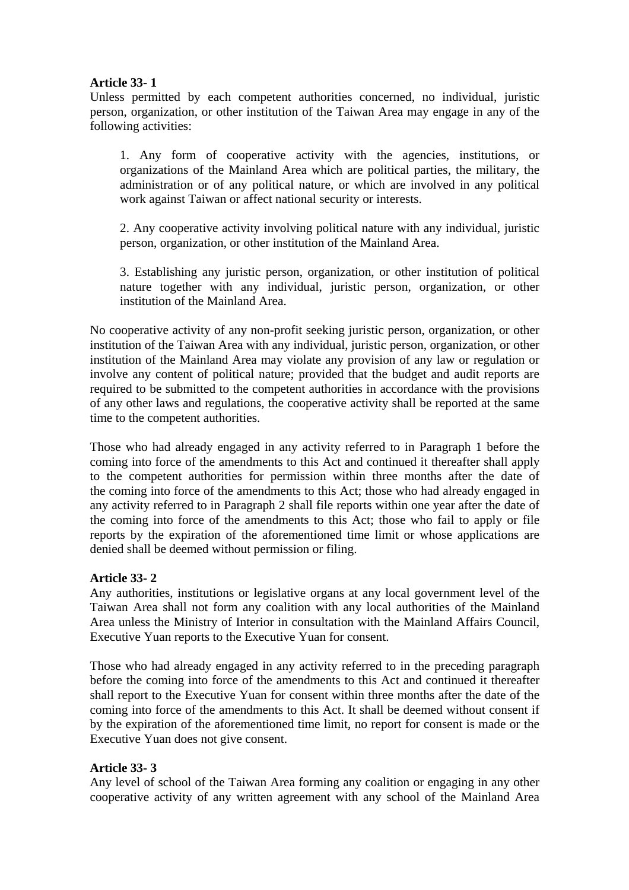**Article 33- 1**
Unless permitted by each competent authorities concerned, no individual, juristic person, organization, or other institution of the Taiwan Area may engage in any of the following activities:

1. Any form of cooperative activity with the agencies, institutions, or organizations of the Mainland Area which are political parties, the military, the administration or of any political nature, or which are involved in any political work against Taiwan or affect national security or interests.

2. Any cooperative activity involving political nature with any individual, juristic person, organization, or other institution of the Mainland Area.

3. Establishing any juristic person, organization, or other institution of political nature together with any individual, juristic person, organization, or other institution of the Mainland Area.

No cooperative activity of any non-profit seeking juristic person, organization, or other institution of the Taiwan Area with any individual, juristic person, organization, or other institution of the Mainland Area may violate any provision of any law or regulation or involve any content of political nature; provided that the budget and audit reports are required to be submitted to the competent authorities in accordance with the provisions of any other laws and regulations, the cooperative activity shall be reported at the same time to the competent authorities.

Those who had already engaged in any activity referred to in Paragraph 1 before the coming into force of the amendments to this Act and continued it thereafter shall apply to the competent authorities for permission within three months after the date of the coming into force of the amendments to this Act; those who had already engaged in any activity referred to in Paragraph 2 shall file reports within one year after the date of the coming into force of the amendments to this Act; those who fail to apply or file reports by the expiration of the aforementioned time limit or whose applications are denied shall be deemed without permission or filing.

**Article 33- 2**
Any authorities, institutions or legislative organs at any local government level of the Taiwan Area shall not form any coalition with any local authorities of the Mainland Area unless the Ministry of Interior in consultation with the Mainland Affairs Council, Executive Yuan reports to the Executive Yuan for consent.

Those who had already engaged in any activity referred to in the preceding paragraph before the coming into force of the amendments to this Act and continued it thereafter shall report to the Executive Yuan for consent within three months after the date of the coming into force of the amendments to this Act. It shall be deemed without consent if by the expiration of the aforementioned time limit, no report for consent is made or the Executive Yuan does not give consent.

**Article 33- 3**
Any level of school of the Taiwan Area forming any coalition or engaging in any other cooperative activity of any written agreement with any school of the Mainland Area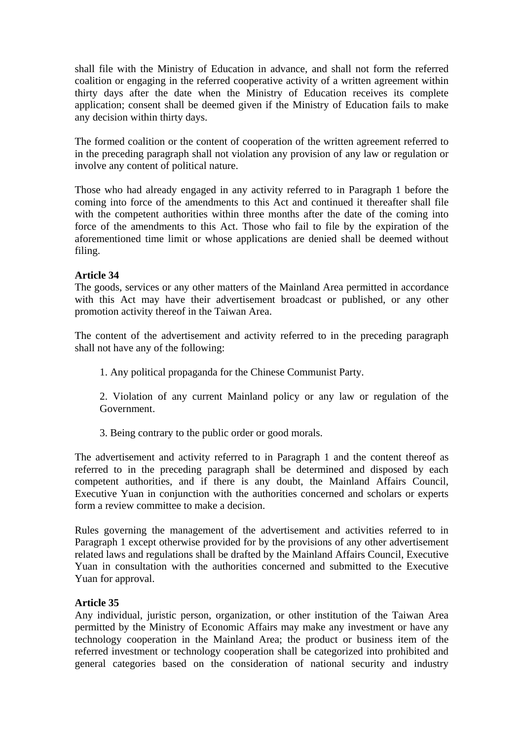shall file with the Ministry of Education in advance, and shall not form the referred coalition or engaging in the referred cooperative activity of a written agreement within thirty days after the date when the Ministry of Education receives its complete application; consent shall be deemed given if the Ministry of Education fails to make any decision within thirty days.

The formed coalition or the content of cooperation of the written agreement referred to in the preceding paragraph shall not violation any provision of any law or regulation or involve any content of political nature.

Those who had already engaged in any activity referred to in Paragraph 1 before the coming into force of the amendments to this Act and continued it thereafter shall file with the competent authorities within three months after the date of the coming into force of the amendments to this Act. Those who fail to file by the expiration of the aforementioned time limit or whose applications are denied shall be deemed without filing.

**Article 34**

The goods, services or any other matters of the Mainland Area permitted in accordance with this Act may have their advertisement broadcast or published, or any other promotion activity thereof in the Taiwan Area.

The content of the advertisement and activity referred to in the preceding paragraph shall not have any of the following:

1. Any political propaganda for the Chinese Communist Party.

2. Violation of any current Mainland policy or any law or regulation of the Government.

3. Being contrary to the public order or good morals.

The advertisement and activity referred to in Paragraph 1 and the content thereof as referred to in the preceding paragraph shall be determined and disposed by each competent authorities, and if there is any doubt, the Mainland Affairs Council, Executive Yuan in conjunction with the authorities concerned and scholars or experts form a review committee to make a decision.

Rules governing the management of the advertisement and activities referred to in Paragraph 1 except otherwise provided for by the provisions of any other advertisement related laws and regulations shall be drafted by the Mainland Affairs Council, Executive Yuan in consultation with the authorities concerned and submitted to the Executive Yuan for approval.

**Article 35**

Any individual, juristic person, organization, or other institution of the Taiwan Area permitted by the Ministry of Economic Affairs may make any investment or have any technology cooperation in the Mainland Area; the product or business item of the referred investment or technology cooperation shall be categorized into prohibited and general categories based on the consideration of national security and industry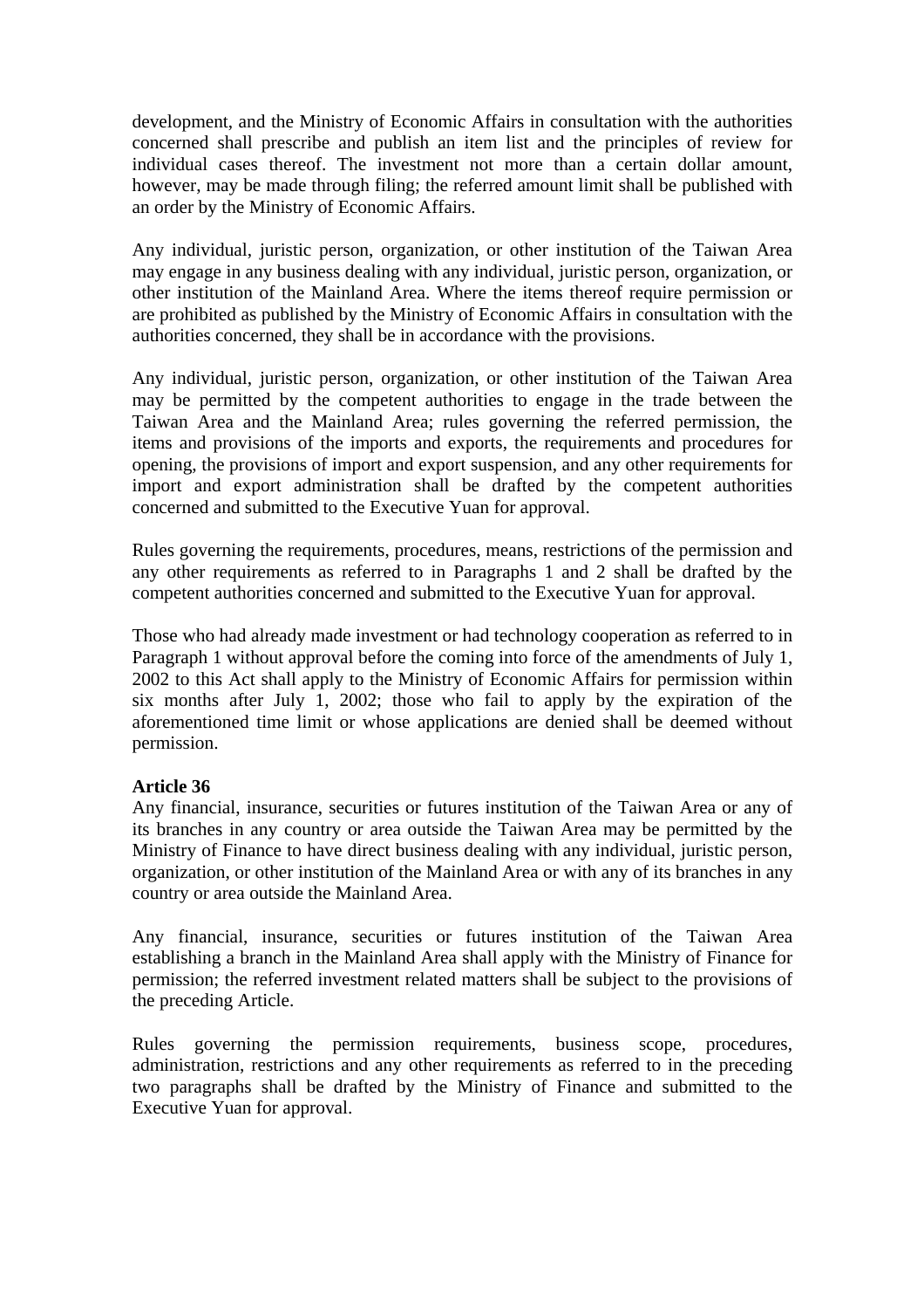development, and the Ministry of Economic Affairs in consultation with the authorities concerned shall prescribe and publish an item list and the principles of review for individual cases thereof. The investment not more than a certain dollar amount, however, may be made through filing; the referred amount limit shall be published with an order by the Ministry of Economic Affairs.

Any individual, juristic person, organization, or other institution of the Taiwan Area may engage in any business dealing with any individual, juristic person, organization, or other institution of the Mainland Area. Where the items thereof require permission or are prohibited as published by the Ministry of Economic Affairs in consultation with the authorities concerned, they shall be in accordance with the provisions.

Any individual, juristic person, organization, or other institution of the Taiwan Area may be permitted by the competent authorities to engage in the trade between the Taiwan Area and the Mainland Area; rules governing the referred permission, the items and provisions of the imports and exports, the requirements and procedures for opening, the provisions of import and export suspension, and any other requirements for import and export administration shall be drafted by the competent authorities concerned and submitted to the Executive Yuan for approval.

Rules governing the requirements, procedures, means, restrictions of the permission and any other requirements as referred to in Paragraphs 1 and 2 shall be drafted by the competent authorities concerned and submitted to the Executive Yuan for approval.

Those who had already made investment or had technology cooperation as referred to in Paragraph 1 without approval before the coming into force of the amendments of July 1, 2002 to this Act shall apply to the Ministry of Economic Affairs for permission within six months after July 1, 2002; those who fail to apply by the expiration of the aforementioned time limit or whose applications are denied shall be deemed without permission.

**Article 36**
Any financial, insurance, securities or futures institution of the Taiwan Area or any of its branches in any country or area outside the Taiwan Area may be permitted by the Ministry of Finance to have direct business dealing with any individual, juristic person, organization, or other institution of the Mainland Area or with any of its branches in any country or area outside the Mainland Area.

Any financial, insurance, securities or futures institution of the Taiwan Area establishing a branch in the Mainland Area shall apply with the Ministry of Finance for permission; the referred investment related matters shall be subject to the provisions of the preceding Article.

Rules governing the permission requirements, business scope, procedures, administration, restrictions and any other requirements as referred to in the preceding two paragraphs shall be drafted by the Ministry of Finance and submitted to the Executive Yuan for approval.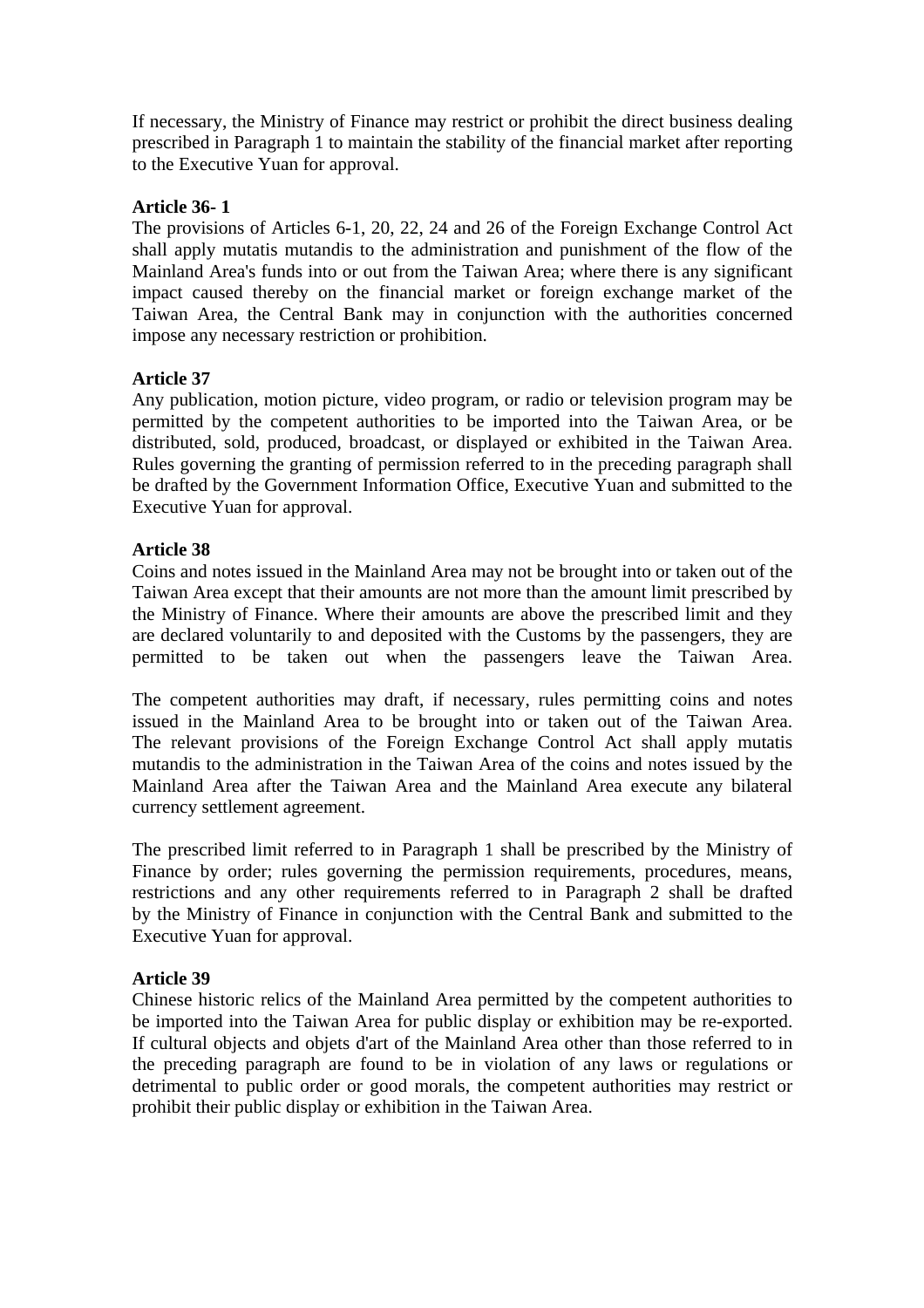If necessary, the Ministry of Finance may restrict or prohibit the direct business dealing prescribed in Paragraph 1 to maintain the stability of the financial market after reporting to the Executive Yuan for approval.

**Article 36- 1**
The provisions of Articles 6-1, 20, 22, 24 and 26 of the Foreign Exchange Control Act shall apply mutatis mutandis to the administration and punishment of the flow of the Mainland Area's funds into or out from the Taiwan Area; where there is any significant impact caused thereby on the financial market or foreign exchange market of the Taiwan Area, the Central Bank may in conjunction with the authorities concerned impose any necessary restriction or prohibition.

**Article 37**
Any publication, motion picture, video program, or radio or television program may be permitted by the competent authorities to be imported into the Taiwan Area, or be distributed, sold, produced, broadcast, or displayed or exhibited in the Taiwan Area. Rules governing the granting of permission referred to in the preceding paragraph shall be drafted by the Government Information Office, Executive Yuan and submitted to the Executive Yuan for approval.

**Article 38**
Coins and notes issued in the Mainland Area may not be brought into or taken out of the Taiwan Area except that their amounts are not more than the amount limit prescribed by the Ministry of Finance. Where their amounts are above the prescribed limit and they are declared voluntarily to and deposited with the Customs by the passengers, they are permitted to be taken out when the passengers leave the Taiwan Area.

The competent authorities may draft, if necessary, rules permitting coins and notes issued in the Mainland Area to be brought into or taken out of the Taiwan Area. The relevant provisions of the Foreign Exchange Control Act shall apply mutatis mutandis to the administration in the Taiwan Area of the coins and notes issued by the Mainland Area after the Taiwan Area and the Mainland Area execute any bilateral currency settlement agreement.

The prescribed limit referred to in Paragraph 1 shall be prescribed by the Ministry of Finance by order; rules governing the permission requirements, procedures, means, restrictions and any other requirements referred to in Paragraph 2 shall be drafted by the Ministry of Finance in conjunction with the Central Bank and submitted to the Executive Yuan for approval.

**Article 39**
Chinese historic relics of the Mainland Area permitted by the competent authorities to be imported into the Taiwan Area for public display or exhibition may be re-exported. If cultural objects and objets d'art of the Mainland Area other than those referred to in the preceding paragraph are found to be in violation of any laws or regulations or detrimental to public order or good morals, the competent authorities may restrict or prohibit their public display or exhibition in the Taiwan Area.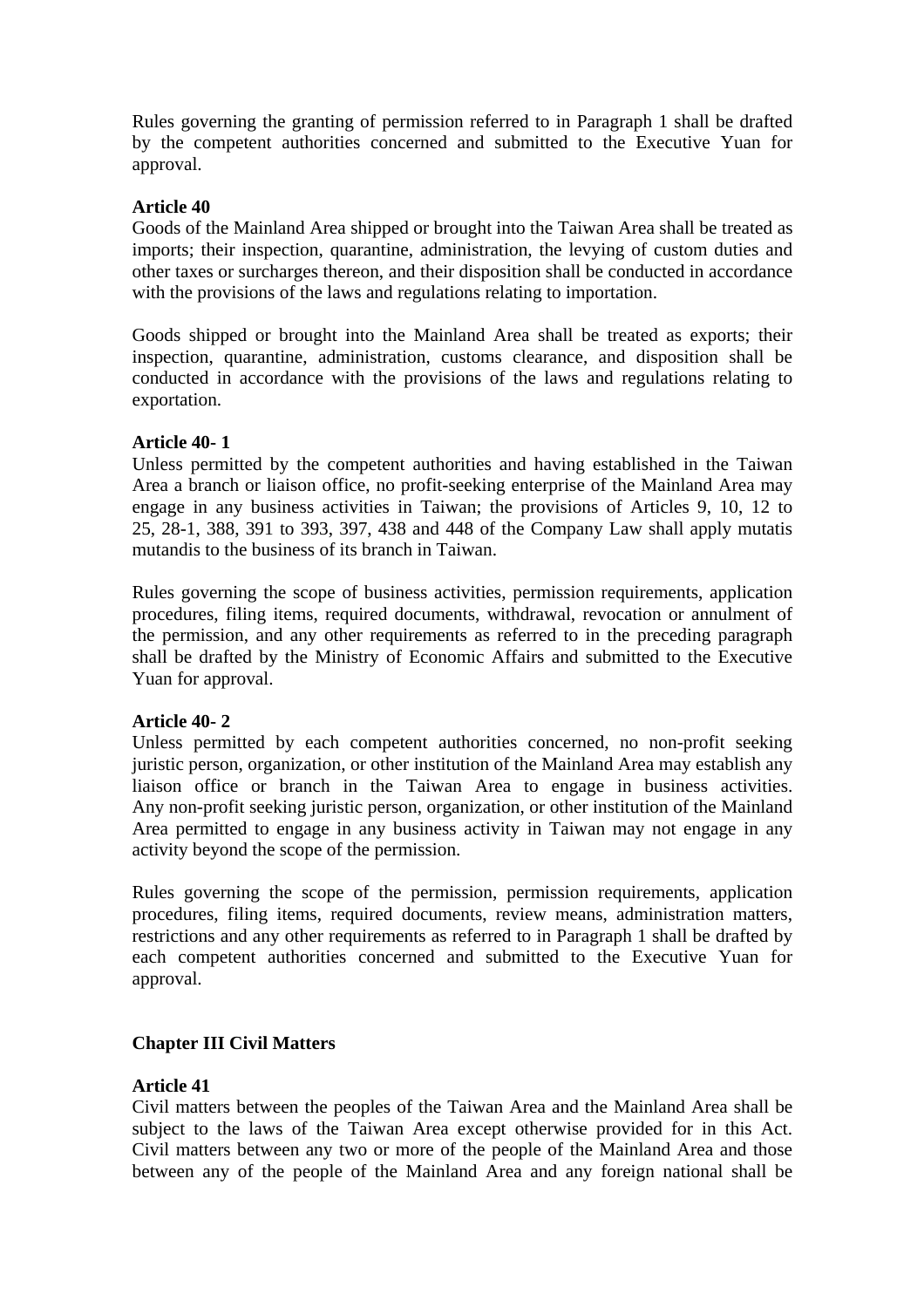Rules governing the granting of permission referred to in Paragraph 1 shall be drafted by the competent authorities concerned and submitted to the Executive Yuan for approval.

**Article 40**
Goods of the Mainland Area shipped or brought into the Taiwan Area shall be treated as imports; their inspection, quarantine, administration, the levying of custom duties and other taxes or surcharges thereon, and their disposition shall be conducted in accordance with the provisions of the laws and regulations relating to importation.

Goods shipped or brought into the Mainland Area shall be treated as exports; their inspection, quarantine, administration, customs clearance, and disposition shall be conducted in accordance with the provisions of the laws and regulations relating to exportation.

**Article 40- 1**
Unless permitted by the competent authorities and having established in the Taiwan Area a branch or liaison office, no profit-seeking enterprise of the Mainland Area may engage in any business activities in Taiwan; the provisions of Articles 9, 10, 12 to 25, 28-1, 388, 391 to 393, 397, 438 and 448 of the Company Law shall apply mutatis mutandis to the business of its branch in Taiwan.

Rules governing the scope of business activities, permission requirements, application procedures, filing items, required documents, withdrawal, revocation or annulment of the permission, and any other requirements as referred to in the preceding paragraph shall be drafted by the Ministry of Economic Affairs and submitted to the Executive Yuan for approval.

**Article 40- 2**
Unless permitted by each competent authorities concerned, no non-profit seeking juristic person, organization, or other institution of the Mainland Area may establish any liaison office or branch in the Taiwan Area to engage in business activities. Any non-profit seeking juristic person, organization, or other institution of the Mainland Area permitted to engage in any business activity in Taiwan may not engage in any activity beyond the scope of the permission.

Rules governing the scope of the permission, permission requirements, application procedures, filing items, required documents, review means, administration matters, restrictions and any other requirements as referred to in Paragraph 1 shall be drafted by each competent authorities concerned and submitted to the Executive Yuan for approval.

## Chapter III Civil Matters

**Article 41**
Civil matters between the peoples of the Taiwan Area and the Mainland Area shall be subject to the laws of the Taiwan Area except otherwise provided for in this Act. Civil matters between any two or more of the people of the Mainland Area and those between any of the people of the Mainland Area and any foreign national shall be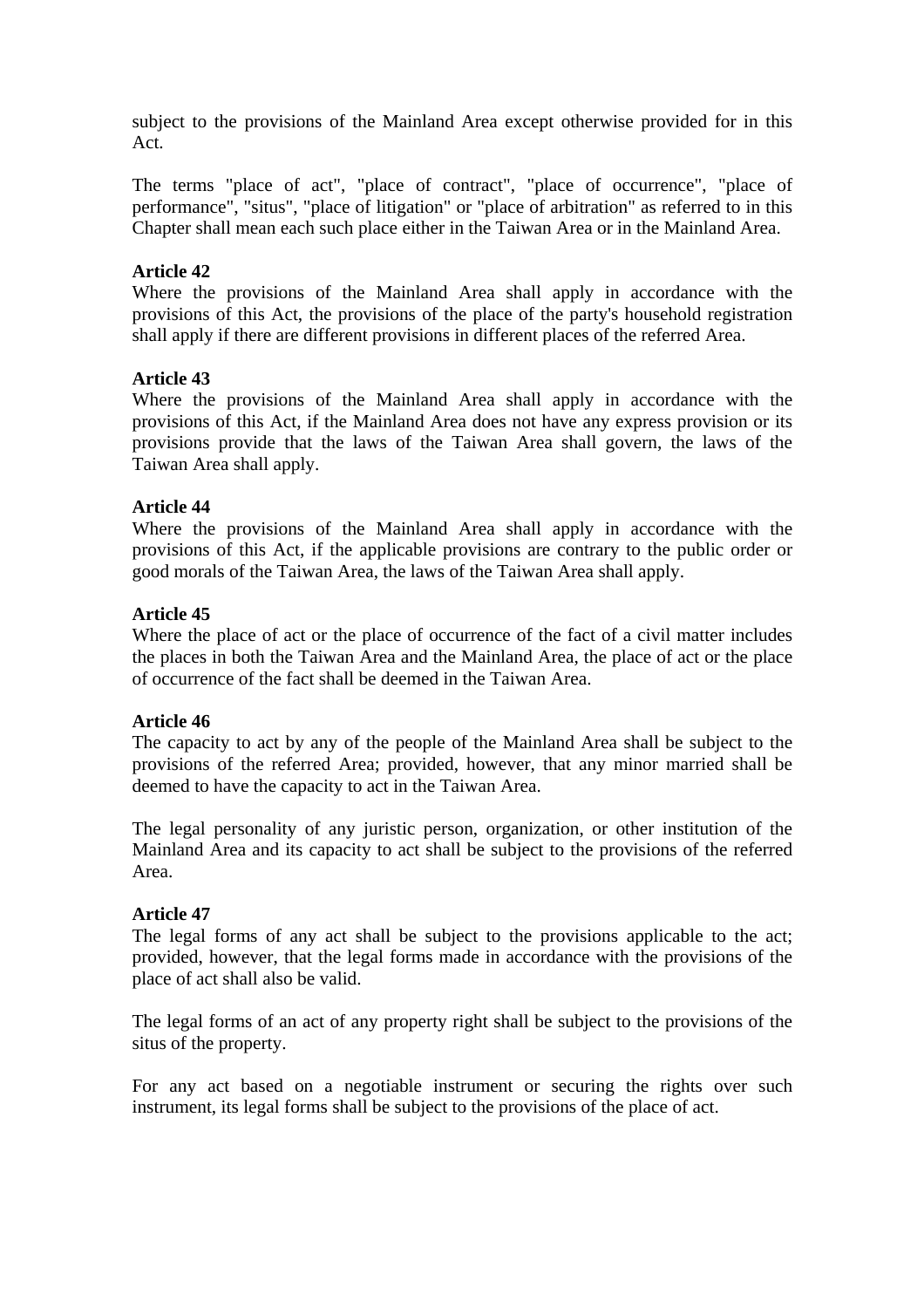subject to the provisions of the Mainland Area except otherwise provided for in this Act.

The terms "place of act", "place of contract", "place of occurrence", "place of performance", "situs", "place of litigation" or "place of arbitration" as referred to in this Chapter shall mean each such place either in the Taiwan Area or in the Mainland Area.

**Article 42**
Where the provisions of the Mainland Area shall apply in accordance with the provisions of this Act, the provisions of the place of the party's household registration shall apply if there are different provisions in different places of the referred Area.

**Article 43**
Where the provisions of the Mainland Area shall apply in accordance with the provisions of this Act, if the Mainland Area does not have any express provision or its provisions provide that the laws of the Taiwan Area shall govern, the laws of the Taiwan Area shall apply.

**Article 44**
Where the provisions of the Mainland Area shall apply in accordance with the provisions of this Act, if the applicable provisions are contrary to the public order or good morals of the Taiwan Area, the laws of the Taiwan Area shall apply.

**Article 45**
Where the place of act or the place of occurrence of the fact of a civil matter includes the places in both the Taiwan Area and the Mainland Area, the place of act or the place of occurrence of the fact shall be deemed in the Taiwan Area.

**Article 46**
The capacity to act by any of the people of the Mainland Area shall be subject to the provisions of the referred Area; provided, however, that any minor married shall be deemed to have the capacity to act in the Taiwan Area.

The legal personality of any juristic person, organization, or other institution of the Mainland Area and its capacity to act shall be subject to the provisions of the referred Area.

**Article 47**
The legal forms of any act shall be subject to the provisions applicable to the act; provided, however, that the legal forms made in accordance with the provisions of the place of act shall also be valid.

The legal forms of an act of any property right shall be subject to the provisions of the situs of the property.

For any act based on a negotiable instrument or securing the rights over such instrument, its legal forms shall be subject to the provisions of the place of act.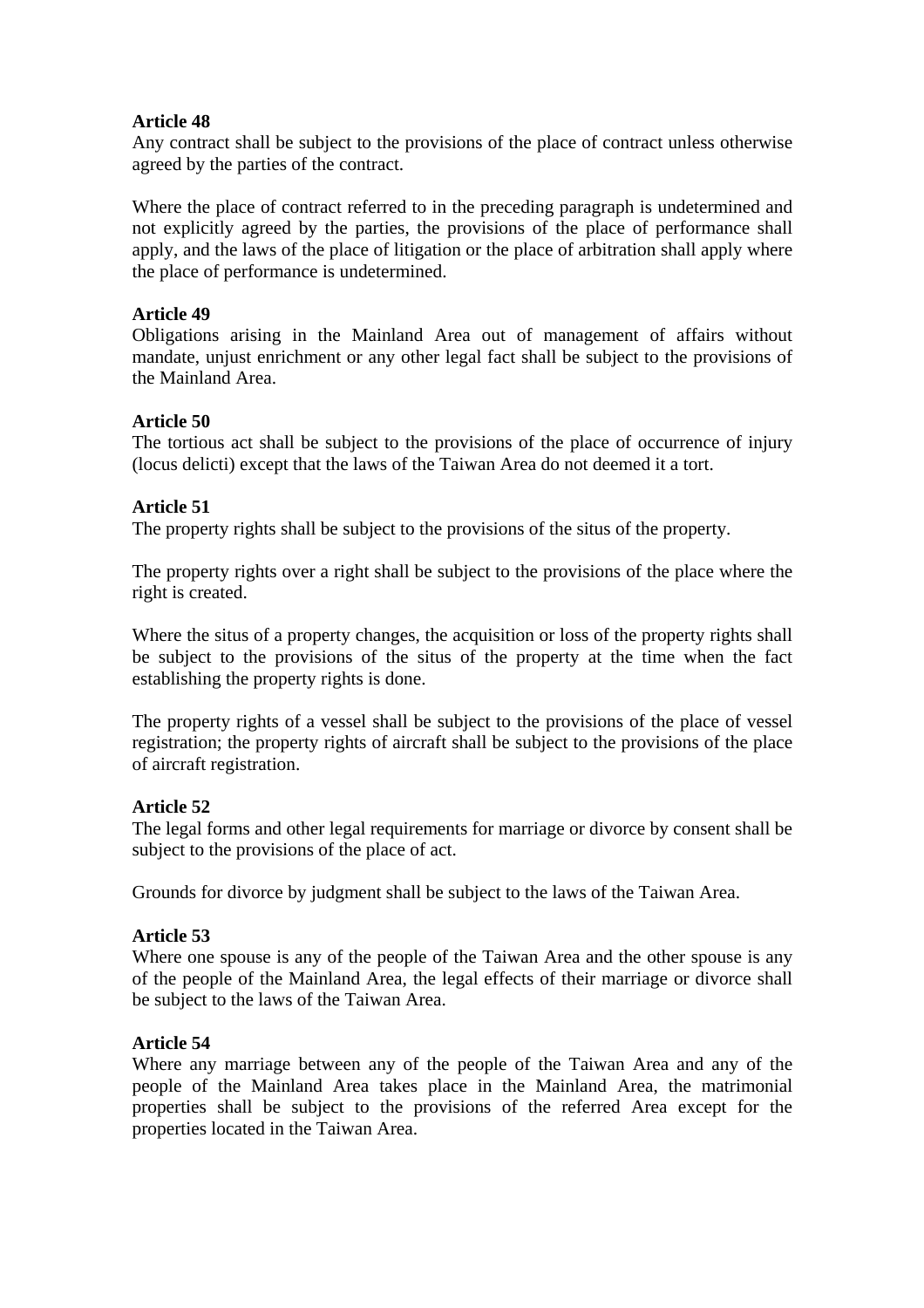**Article 48**
Any contract shall be subject to the provisions of the place of contract unless otherwise agreed by the parties of the contract.

Where the place of contract referred to in the preceding paragraph is undetermined and not explicitly agreed by the parties, the provisions of the place of performance shall apply, and the laws of the place of litigation or the place of arbitration shall apply where the place of performance is undetermined.

**Article 49**
Obligations arising in the Mainland Area out of management of affairs without mandate, unjust enrichment or any other legal fact shall be subject to the provisions of the Mainland Area.

**Article 50**
The tortious act shall be subject to the provisions of the place of occurrence of injury (locus delicti) except that the laws of the Taiwan Area do not deemed it a tort.

**Article 51**
The property rights shall be subject to the provisions of the situs of the property.

The property rights over a right shall be subject to the provisions of the place where the right is created.

Where the situs of a property changes, the acquisition or loss of the property rights shall be subject to the provisions of the situs of the property at the time when the fact establishing the property rights is done.

The property rights of a vessel shall be subject to the provisions of the place of vessel registration; the property rights of aircraft shall be subject to the provisions of the place of aircraft registration.

**Article 52**
The legal forms and other legal requirements for marriage or divorce by consent shall be subject to the provisions of the place of act.

Grounds for divorce by judgment shall be subject to the laws of the Taiwan Area.

**Article 53**
Where one spouse is any of the people of the Taiwan Area and the other spouse is any of the people of the Mainland Area, the legal effects of their marriage or divorce shall be subject to the laws of the Taiwan Area.

**Article 54**
Where any marriage between any of the people of the Taiwan Area and any of the people of the Mainland Area takes place in the Mainland Area, the matrimonial properties shall be subject to the provisions of the referred Area except for the properties located in the Taiwan Area.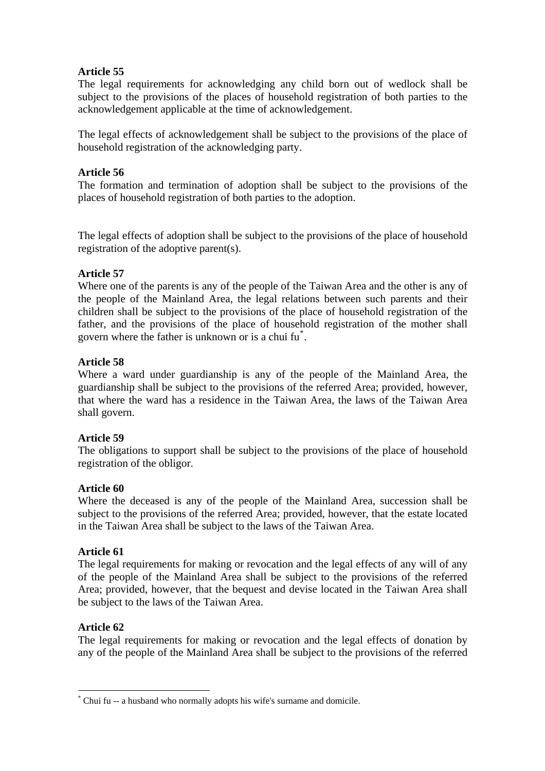**Article 55**
The legal requirements for acknowledging any child born out of wedlock shall be subject to the provisions of the places of household registration of both parties to the acknowledgement applicable at the time of acknowledgement.

The legal effects of acknowledgement shall be subject to the provisions of the place of household registration of the acknowledging party.

**Article 56**
The formation and termination of adoption shall be subject to the provisions of the places of household registration of both parties to the adoption.

The legal effects of adoption shall be subject to the provisions of the place of household registration of the adoptive parent(s).

**Article 57**
Where one of the parents is any of the people of the Taiwan Area and the other is any of the people of the Mainland Area, the legal relations between such parents and their children shall be subject to the provisions of the place of household registration of the father, and the provisions of the place of household registration of the mother shall govern where the father is unknown or is a chui fu[*].

**Article 58**
Where a ward under guardianship is any of the people of the Mainland Area, the guardianship shall be subject to the provisions of the referred Area; provided, however, that where the ward has a residence in the Taiwan Area, the laws of the Taiwan Area shall govern.

**Article 59**
The obligations to support shall be subject to the provisions of the place of household registration of the obligor.

**Article 60**
Where the deceased is any of the people of the Mainland Area, succession shall be subject to the provisions of the referred Area; provided, however, that the estate located in the Taiwan Area shall be subject to the laws of the Taiwan Area.

**Article 61**
The legal requirements for making or revocation and the legal effects of any will of any of the people of the Mainland Area shall be subject to the provisions of the referred Area; provided, however, that the bequest and devise located in the Taiwan Area shall be subject to the laws of the Taiwan Area.

**Article 62**
The legal requirements for making or revocation and the legal effects of donation by any of the people of the Mainland Area shall be subject to the provisions of the referred

[*] Chui fu -- a husband who normally adopts his wife's surname and domicile.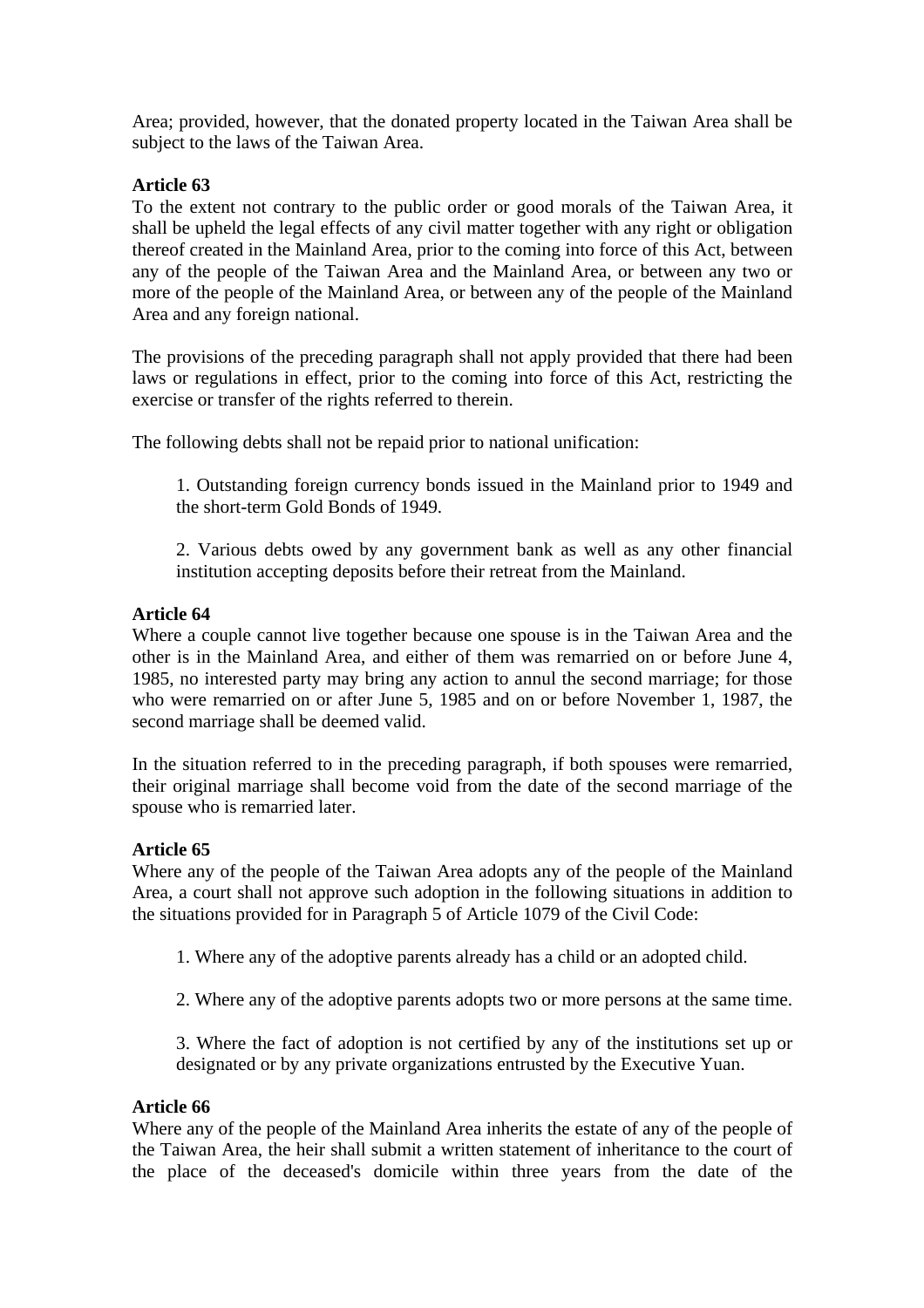Area; provided, however, that the donated property located in the Taiwan Area shall be subject to the laws of the Taiwan Area.

**Article 63**
To the extent not contrary to the public order or good morals of the Taiwan Area, it shall be upheld the legal effects of any civil matter together with any right or obligation thereof created in the Mainland Area, prior to the coming into force of this Act, between any of the people of the Taiwan Area and the Mainland Area, or between any two or more of the people of the Mainland Area, or between any of the people of the Mainland Area and any foreign national.

The provisions of the preceding paragraph shall not apply provided that there had been laws or regulations in effect, prior to the coming into force of this Act, restricting the exercise or transfer of the rights referred to therein.

The following debts shall not be repaid prior to national unification:

1. Outstanding foreign currency bonds issued in the Mainland prior to 1949 and the short-term Gold Bonds of 1949.

2. Various debts owed by any government bank as well as any other financial institution accepting deposits before their retreat from the Mainland.

**Article 64**
Where a couple cannot live together because one spouse is in the Taiwan Area and the other is in the Mainland Area, and either of them was remarried on or before June 4, 1985, no interested party may bring any action to annul the second marriage; for those who were remarried on or after June 5, 1985 and on or before November 1, 1987, the second marriage shall be deemed valid.

In the situation referred to in the preceding paragraph, if both spouses were remarried, their original marriage shall become void from the date of the second marriage of the spouse who is remarried later.

**Article 65**
Where any of the people of the Taiwan Area adopts any of the people of the Mainland Area, a court shall not approve such adoption in the following situations in addition to the situations provided for in Paragraph 5 of Article 1079 of the Civil Code:

1. Where any of the adoptive parents already has a child or an adopted child.

2. Where any of the adoptive parents adopts two or more persons at the same time.

3. Where the fact of adoption is not certified by any of the institutions set up or designated or by any private organizations entrusted by the Executive Yuan.

**Article 66**
Where any of the people of the Mainland Area inherits the estate of any of the people of the Taiwan Area, the heir shall submit a written statement of inheritance to the court of the place of the deceased's domicile within three years from the date of the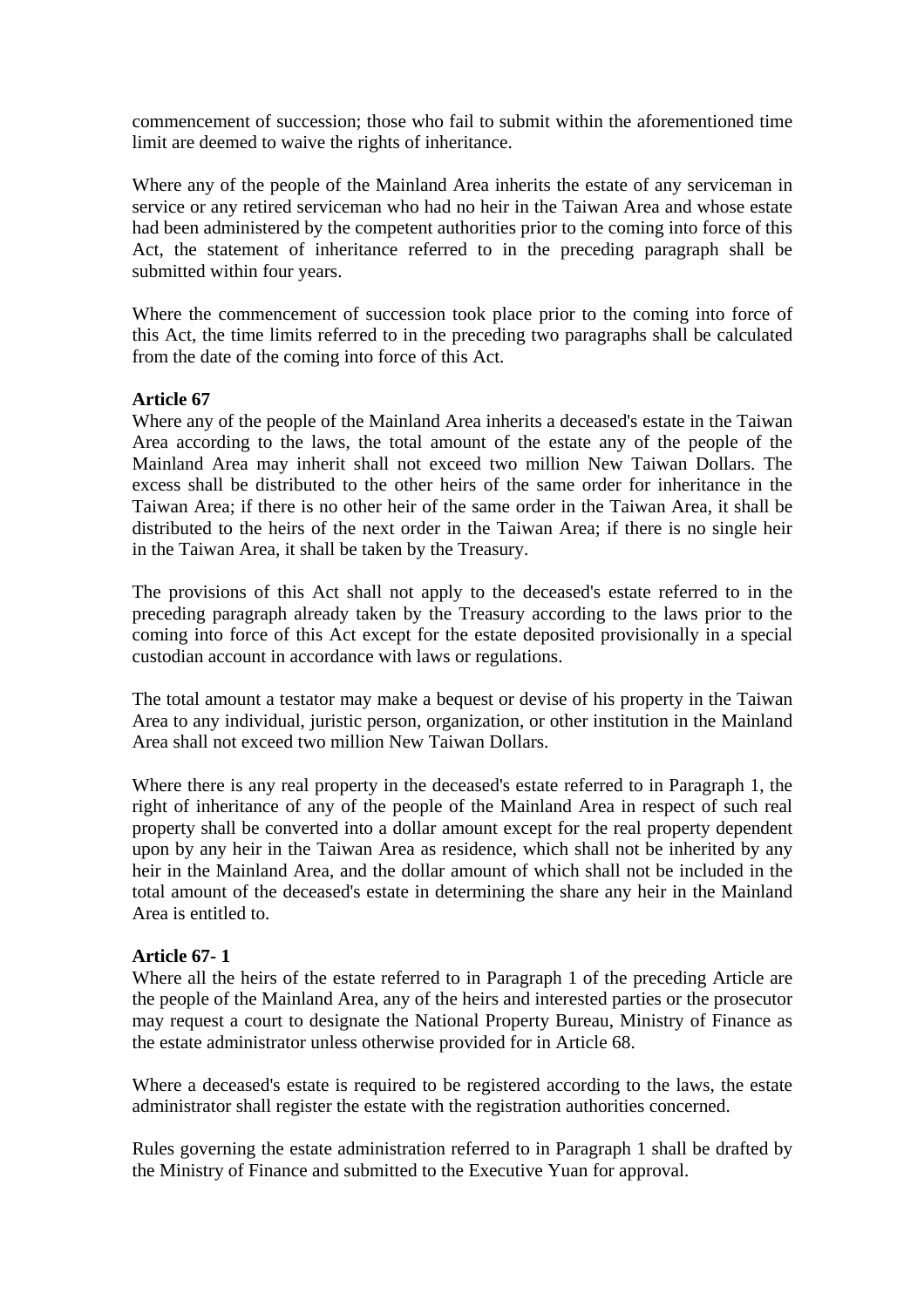commencement of succession; those who fail to submit within the aforementioned time limit are deemed to waive the rights of inheritance.

Where any of the people of the Mainland Area inherits the estate of any serviceman in service or any retired serviceman who had no heir in the Taiwan Area and whose estate had been administered by the competent authorities prior to the coming into force of this Act, the statement of inheritance referred to in the preceding paragraph shall be submitted within four years.

Where the commencement of succession took place prior to the coming into force of this Act, the time limits referred to in the preceding two paragraphs shall be calculated from the date of the coming into force of this Act.

**Article 67**

Where any of the people of the Mainland Area inherits a deceased's estate in the Taiwan Area according to the laws, the total amount of the estate any of the people of the Mainland Area may inherit shall not exceed two million New Taiwan Dollars. The excess shall be distributed to the other heirs of the same order for inheritance in the Taiwan Area; if there is no other heir of the same order in the Taiwan Area, it shall be distributed to the heirs of the next order in the Taiwan Area; if there is no single heir in the Taiwan Area, it shall be taken by the Treasury.

The provisions of this Act shall not apply to the deceased's estate referred to in the preceding paragraph already taken by the Treasury according to the laws prior to the coming into force of this Act except for the estate deposited provisionally in a special custodian account in accordance with laws or regulations.

The total amount a testator may make a bequest or devise of his property in the Taiwan Area to any individual, juristic person, organization, or other institution in the Mainland Area shall not exceed two million New Taiwan Dollars.

Where there is any real property in the deceased's estate referred to in Paragraph 1, the right of inheritance of any of the people of the Mainland Area in respect of such real property shall be converted into a dollar amount except for the real property dependent upon by any heir in the Taiwan Area as residence, which shall not be inherited by any heir in the Mainland Area, and the dollar amount of which shall not be included in the total amount of the deceased's estate in determining the share any heir in the Mainland Area is entitled to.

**Article 67- 1**

Where all the heirs of the estate referred to in Paragraph 1 of the preceding Article are the people of the Mainland Area, any of the heirs and interested parties or the prosecutor may request a court to designate the National Property Bureau, Ministry of Finance as the estate administrator unless otherwise provided for in Article 68.

Where a deceased's estate is required to be registered according to the laws, the estate administrator shall register the estate with the registration authorities concerned.

Rules governing the estate administration referred to in Paragraph 1 shall be drafted by the Ministry of Finance and submitted to the Executive Yuan for approval.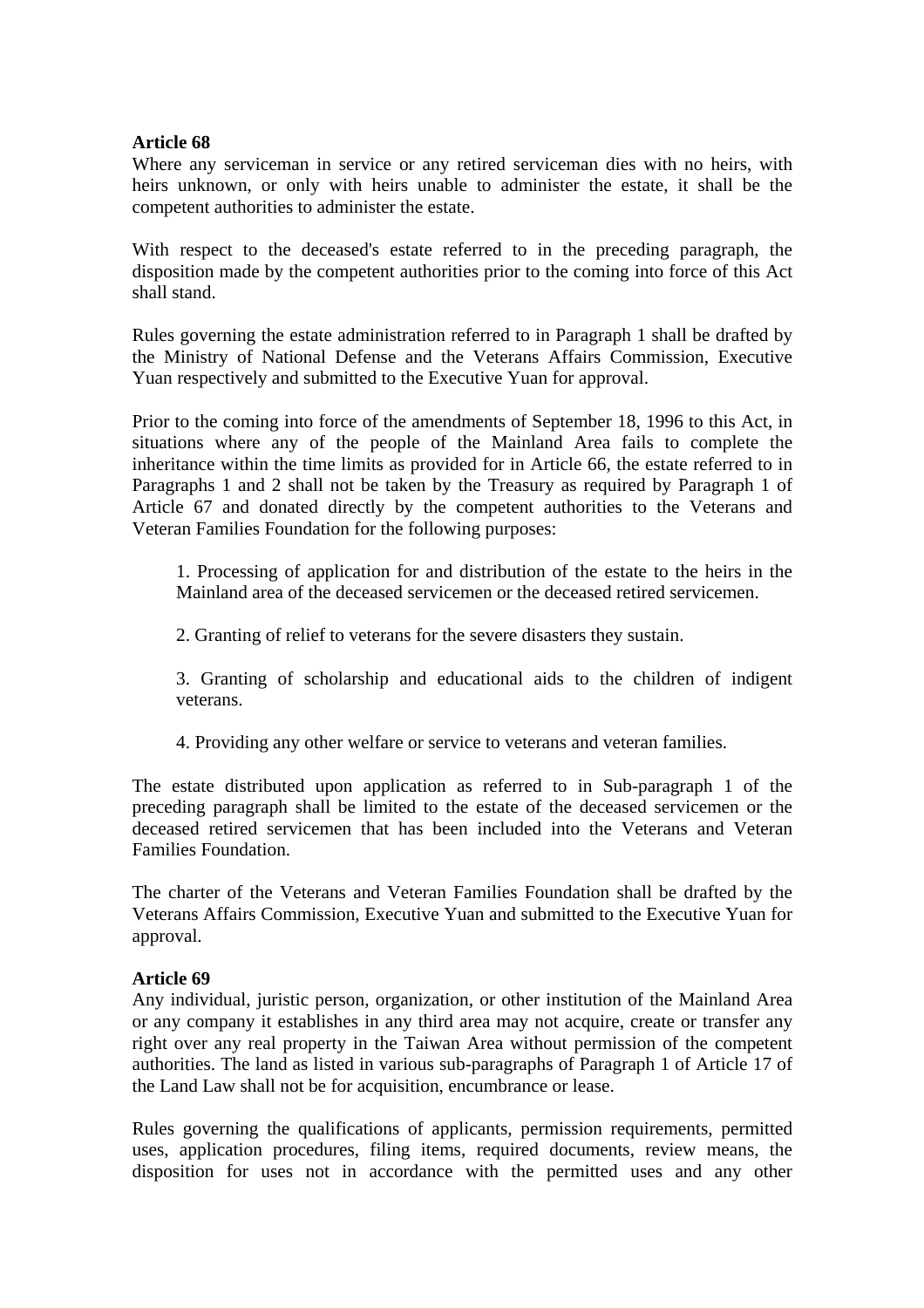**Article 68**

Where any serviceman in service or any retired serviceman dies with no heirs, with heirs unknown, or only with heirs unable to administer the estate, it shall be the competent authorities to administer the estate.

With respect to the deceased's estate referred to in the preceding paragraph, the disposition made by the competent authorities prior to the coming into force of this Act shall stand.

Rules governing the estate administration referred to in Paragraph 1 shall be drafted by the Ministry of National Defense and the Veterans Affairs Commission, Executive Yuan respectively and submitted to the Executive Yuan for approval.

Prior to the coming into force of the amendments of September 18, 1996 to this Act, in situations where any of the people of the Mainland Area fails to complete the inheritance within the time limits as provided for in Article 66, the estate referred to in Paragraphs 1 and 2 shall not be taken by the Treasury as required by Paragraph 1 of Article 67 and donated directly by the competent authorities to the Veterans and Veteran Families Foundation for the following purposes:

1. Processing of application for and distribution of the estate to the heirs in the Mainland area of the deceased servicemen or the deceased retired servicemen.

2. Granting of relief to veterans for the severe disasters they sustain.

3. Granting of scholarship and educational aids to the children of indigent veterans.

4. Providing any other welfare or service to veterans and veteran families.

The estate distributed upon application as referred to in Sub-paragraph 1 of the preceding paragraph shall be limited to the estate of the deceased servicemen or the deceased retired servicemen that has been included into the Veterans and Veteran Families Foundation.

The charter of the Veterans and Veteran Families Foundation shall be drafted by the Veterans Affairs Commission, Executive Yuan and submitted to the Executive Yuan for approval.

**Article 69**

Any individual, juristic person, organization, or other institution of the Mainland Area or any company it establishes in any third area may not acquire, create or transfer any right over any real property in the Taiwan Area without permission of the competent authorities. The land as listed in various sub-paragraphs of Paragraph 1 of Article 17 of the Land Law shall not be for acquisition, encumbrance or lease.

Rules governing the qualifications of applicants, permission requirements, permitted uses, application procedures, filing items, required documents, review means, the disposition for uses not in accordance with the permitted uses and any other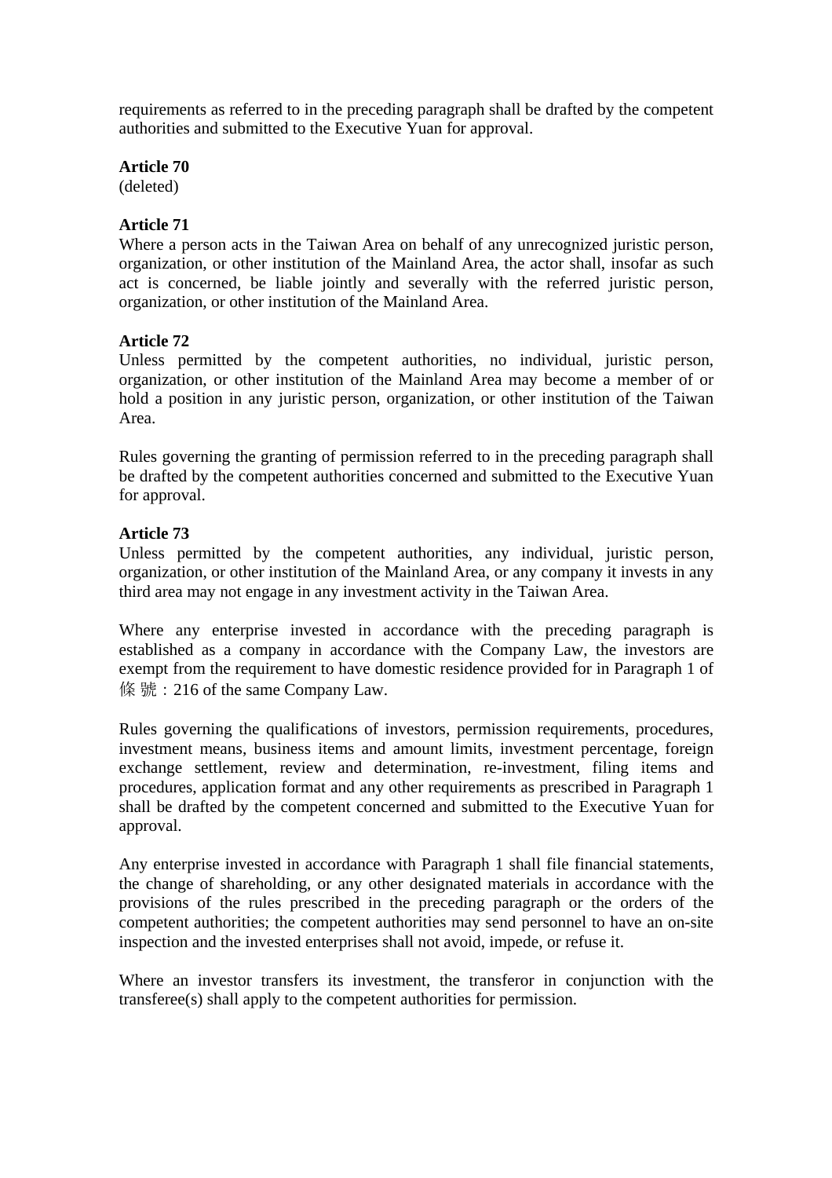requirements as referred to in the preceding paragraph shall be drafted by the competent authorities and submitted to the Executive Yuan for approval.

**Article 70**
(deleted)

**Article 71**
Where a person acts in the Taiwan Area on behalf of any unrecognized juristic person, organization, or other institution of the Mainland Area, the actor shall, insofar as such act is concerned, be liable jointly and severally with the referred juristic person, organization, or other institution of the Mainland Area.

**Article 72**
Unless permitted by the competent authorities, no individual, juristic person, organization, or other institution of the Mainland Area may become a member of or hold a position in any juristic person, organization, or other institution of the Taiwan Area.

Rules governing the granting of permission referred to in the preceding paragraph shall be drafted by the competent authorities concerned and submitted to the Executive Yuan for approval.

**Article 73**
Unless permitted by the competent authorities, any individual, juristic person, organization, or other institution of the Mainland Area, or any company it invests in any third area may not engage in any investment activity in the Taiwan Area.

Where any enterprise invested in accordance with the preceding paragraph is established as a company in accordance with the Company Law, the investors are exempt from the requirement to have domestic residence provided for in Paragraph 1 of 條 號：216 of the same Company Law.

Rules governing the qualifications of investors, permission requirements, procedures, investment means, business items and amount limits, investment percentage, foreign exchange settlement, review and determination, re-investment, filing items and procedures, application format and any other requirements as prescribed in Paragraph 1 shall be drafted by the competent concerned and submitted to the Executive Yuan for approval.

Any enterprise invested in accordance with Paragraph 1 shall file financial statements, the change of shareholding, or any other designated materials in accordance with the provisions of the rules prescribed in the preceding paragraph or the orders of the competent authorities; the competent authorities may send personnel to have an on-site inspection and the invested enterprises shall not avoid, impede, or refuse it.

Where an investor transfers its investment, the transferor in conjunction with the transferee(s) shall apply to the competent authorities for permission.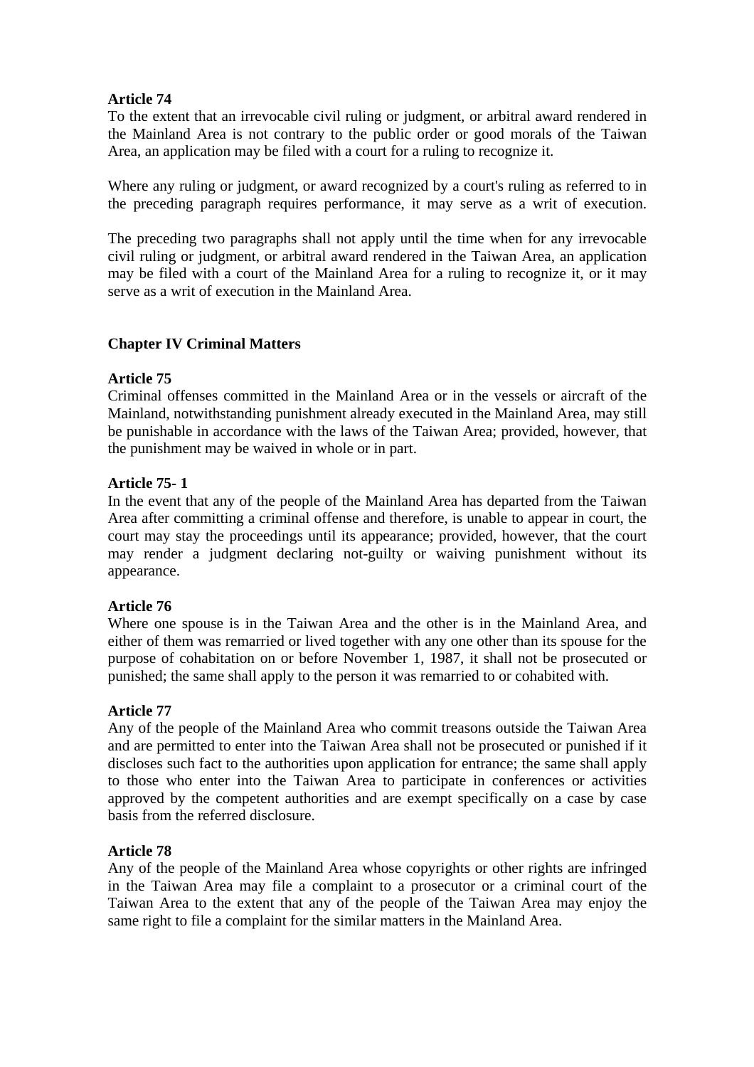**Article 74**
To the extent that an irrevocable civil ruling or judgment, or arbitral award rendered in the Mainland Area is not contrary to the public order or good morals of the Taiwan Area, an application may be filed with a court for a ruling to recognize it.

Where any ruling or judgment, or award recognized by a court's ruling as referred to in the preceding paragraph requires performance, it may serve as a writ of execution.

The preceding two paragraphs shall not apply until the time when for any irrevocable civil ruling or judgment, or arbitral award rendered in the Taiwan Area, an application may be filed with a court of the Mainland Area for a ruling to recognize it, or it may serve as a writ of execution in the Mainland Area.

## Chapter IV Criminal Matters

**Article 75**
Criminal offenses committed in the Mainland Area or in the vessels or aircraft of the Mainland, notwithstanding punishment already executed in the Mainland Area, may still be punishable in accordance with the laws of the Taiwan Area; provided, however, that the punishment may be waived in whole or in part.

**Article 75- 1**
In the event that any of the people of the Mainland Area has departed from the Taiwan Area after committing a criminal offense and therefore, is unable to appear in court, the court may stay the proceedings until its appearance; provided, however, that the court may render a judgment declaring not-guilty or waiving punishment without its appearance.

**Article 76**
Where one spouse is in the Taiwan Area and the other is in the Mainland Area, and either of them was remarried or lived together with any one other than its spouse for the purpose of cohabitation on or before November 1, 1987, it shall not be prosecuted or punished; the same shall apply to the person it was remarried to or cohabited with.

**Article 77**
Any of the people of the Mainland Area who commit treasons outside the Taiwan Area and are permitted to enter into the Taiwan Area shall not be prosecuted or punished if it discloses such fact to the authorities upon application for entrance; the same shall apply to those who enter into the Taiwan Area to participate in conferences or activities approved by the competent authorities and are exempt specifically on a case by case basis from the referred disclosure.

**Article 78**
Any of the people of the Mainland Area whose copyrights or other rights are infringed in the Taiwan Area may file a complaint to a prosecutor or a criminal court of the Taiwan Area to the extent that any of the people of the Taiwan Area may enjoy the same right to file a complaint for the similar matters in the Mainland Area.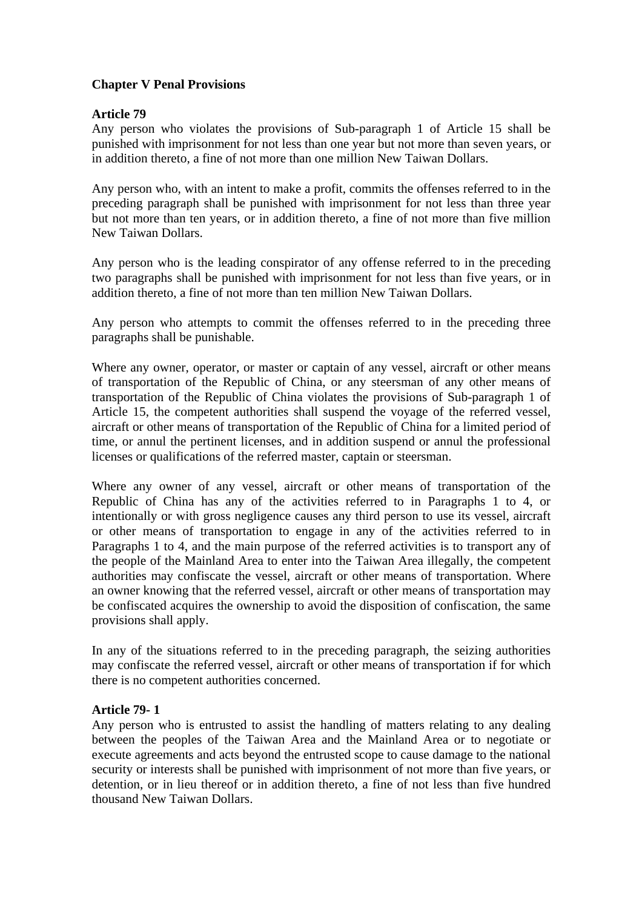## Chapter V Penal Provisions

### Article 79

Any person who violates the provisions of Sub-paragraph 1 of Article 15 shall be punished with imprisonment for not less than one year but not more than seven years, or in addition thereto, a fine of not more than one million New Taiwan Dollars.

Any person who, with an intent to make a profit, commits the offenses referred to in the preceding paragraph shall be punished with imprisonment for not less than three year but not more than ten years, or in addition thereto, a fine of not more than five million New Taiwan Dollars.

Any person who is the leading conspirator of any offense referred to in the preceding two paragraphs shall be punished with imprisonment for not less than five years, or in addition thereto, a fine of not more than ten million New Taiwan Dollars.

Any person who attempts to commit the offenses referred to in the preceding three paragraphs shall be punishable.

Where any owner, operator, or master or captain of any vessel, aircraft or other means of transportation of the Republic of China, or any steersman of any other means of transportation of the Republic of China violates the provisions of Sub-paragraph 1 of Article 15, the competent authorities shall suspend the voyage of the referred vessel, aircraft or other means of transportation of the Republic of China for a limited period of time, or annul the pertinent licenses, and in addition suspend or annul the professional licenses or qualifications of the referred master, captain or steersman.

Where any owner of any vessel, aircraft or other means of transportation of the Republic of China has any of the activities referred to in Paragraphs 1 to 4, or intentionally or with gross negligence causes any third person to use its vessel, aircraft or other means of transportation to engage in any of the activities referred to in Paragraphs 1 to 4, and the main purpose of the referred activities is to transport any of the people of the Mainland Area to enter into the Taiwan Area illegally, the competent authorities may confiscate the vessel, aircraft or other means of transportation. Where an owner knowing that the referred vessel, aircraft or other means of transportation may be confiscated acquires the ownership to avoid the disposition of confiscation, the same provisions shall apply.

In any of the situations referred to in the preceding paragraph, the seizing authorities may confiscate the referred vessel, aircraft or other means of transportation if for which there is no competent authorities concerned.

### Article 79- 1

Any person who is entrusted to assist the handling of matters relating to any dealing between the peoples of the Taiwan Area and the Mainland Area or to negotiate or execute agreements and acts beyond the entrusted scope to cause damage to the national security or interests shall be punished with imprisonment of not more than five years, or detention, or in lieu thereof or in addition thereto, a fine of not less than five hundred thousand New Taiwan Dollars.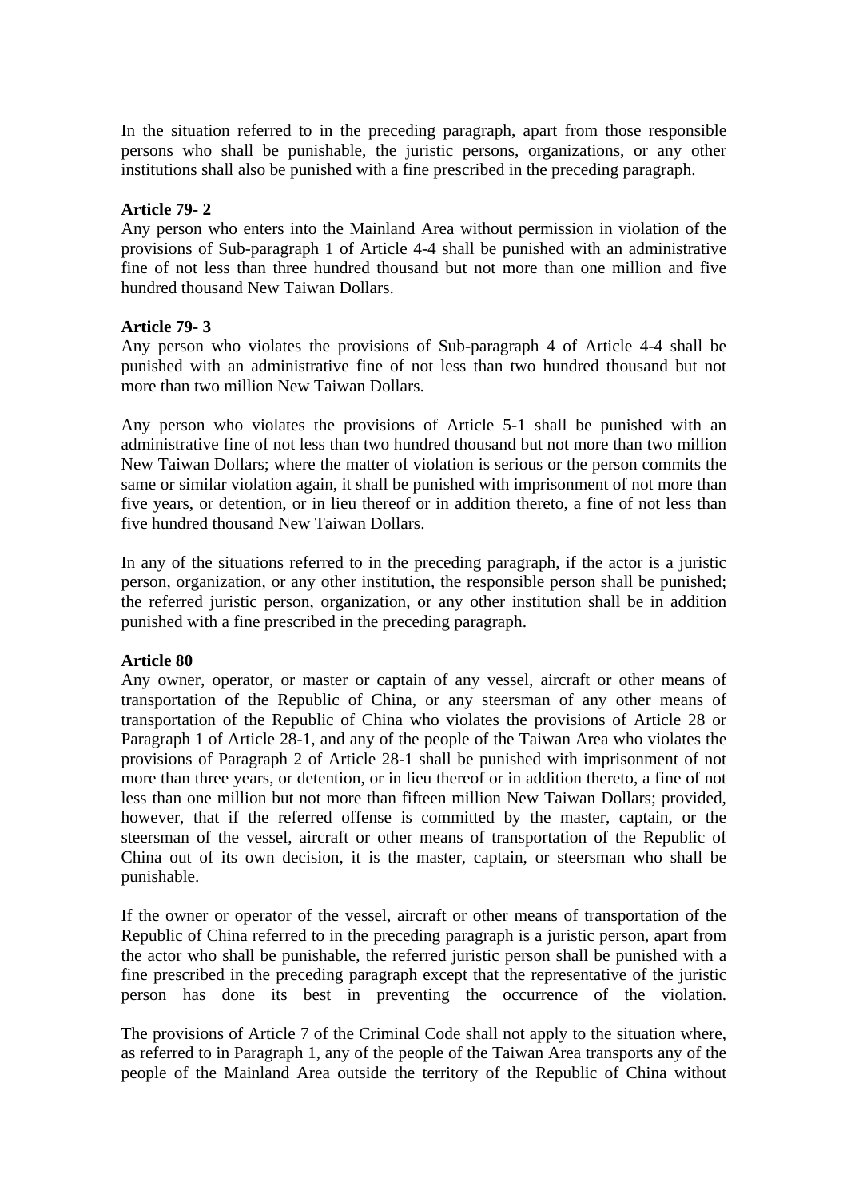In the situation referred to in the preceding paragraph, apart from those responsible persons who shall be punishable, the juristic persons, organizations, or any other institutions shall also be punished with a fine prescribed in the preceding paragraph.

**Article 79- 2**

Any person who enters into the Mainland Area without permission in violation of the provisions of Sub-paragraph 1 of Article 4-4 shall be punished with an administrative fine of not less than three hundred thousand but not more than one million and five hundred thousand New Taiwan Dollars.

**Article 79- 3**

Any person who violates the provisions of Sub-paragraph 4 of Article 4-4 shall be punished with an administrative fine of not less than two hundred thousand but not more than two million New Taiwan Dollars.

Any person who violates the provisions of Article 5-1 shall be punished with an administrative fine of not less than two hundred thousand but not more than two million New Taiwan Dollars; where the matter of violation is serious or the person commits the same or similar violation again, it shall be punished with imprisonment of not more than five years, or detention, or in lieu thereof or in addition thereto, a fine of not less than five hundred thousand New Taiwan Dollars.

In any of the situations referred to in the preceding paragraph, if the actor is a juristic person, organization, or any other institution, the responsible person shall be punished; the referred juristic person, organization, or any other institution shall be in addition punished with a fine prescribed in the preceding paragraph.

**Article 80**

Any owner, operator, or master or captain of any vessel, aircraft or other means of transportation of the Republic of China, or any steersman of any other means of transportation of the Republic of China who violates the provisions of Article 28 or Paragraph 1 of Article 28-1, and any of the people of the Taiwan Area who violates the provisions of Paragraph 2 of Article 28-1 shall be punished with imprisonment of not more than three years, or detention, or in lieu thereof or in addition thereto, a fine of not less than one million but not more than fifteen million New Taiwan Dollars; provided, however, that if the referred offense is committed by the master, captain, or the steersman of the vessel, aircraft or other means of transportation of the Republic of China out of its own decision, it is the master, captain, or steersman who shall be punishable.

If the owner or operator of the vessel, aircraft or other means of transportation of the Republic of China referred to in the preceding paragraph is a juristic person, apart from the actor who shall be punishable, the referred juristic person shall be punished with a fine prescribed in the preceding paragraph except that the representative of the juristic person has done its best in preventing the occurrence of the violation.

The provisions of Article 7 of the Criminal Code shall not apply to the situation where, as referred to in Paragraph 1, any of the people of the Taiwan Area transports any of the people of the Mainland Area outside the territory of the Republic of China without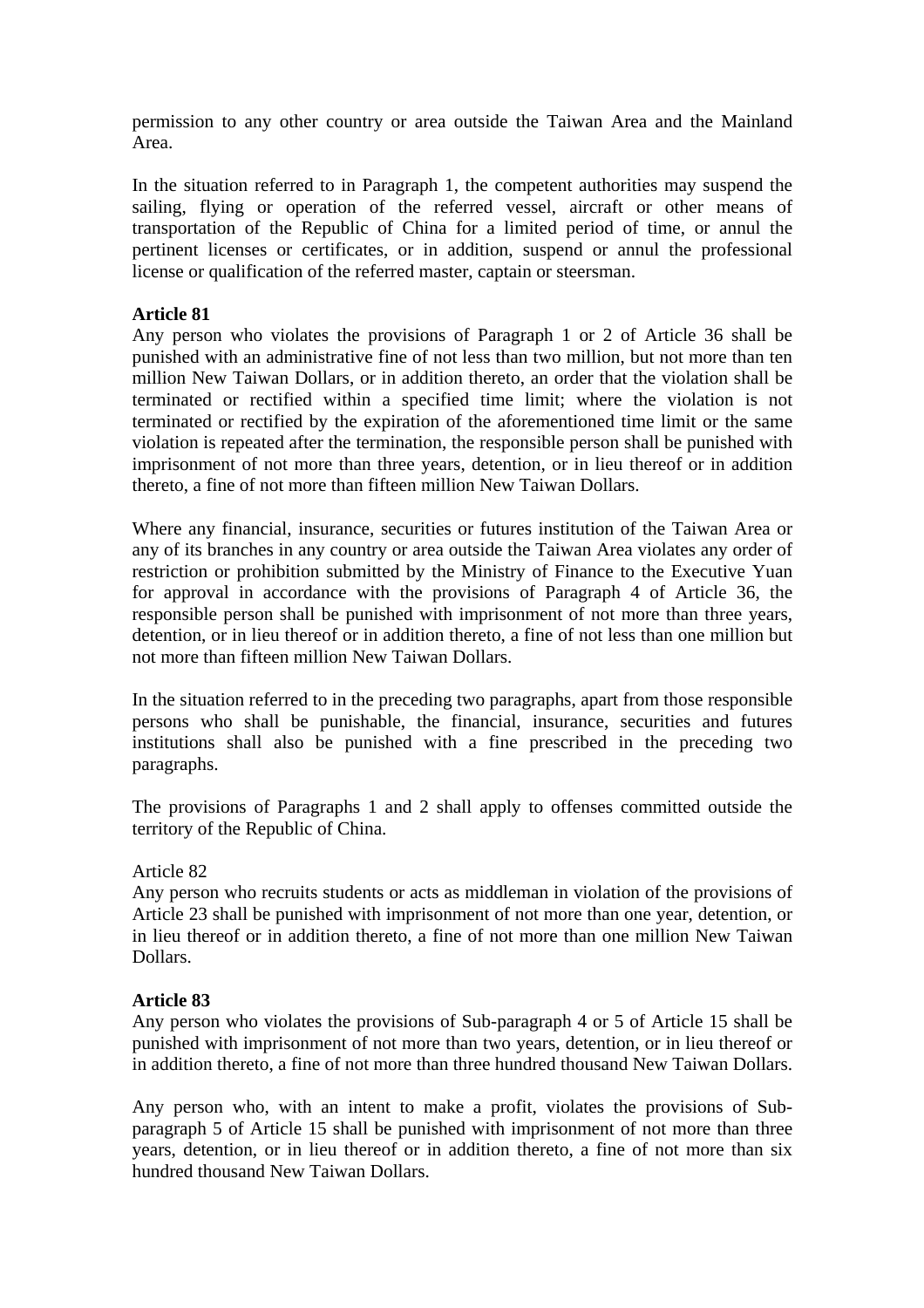permission to any other country or area outside the Taiwan Area and the Mainland Area.

In the situation referred to in Paragraph 1, the competent authorities may suspend the sailing, flying or operation of the referred vessel, aircraft or other means of transportation of the Republic of China for a limited period of time, or annul the pertinent licenses or certificates, or in addition, suspend or annul the professional license or qualification of the referred master, captain or steersman.

**Article 81**

Any person who violates the provisions of Paragraph 1 or 2 of Article 36 shall be punished with an administrative fine of not less than two million, but not more than ten million New Taiwan Dollars, or in addition thereto, an order that the violation shall be terminated or rectified within a specified time limit; where the violation is not terminated or rectified by the expiration of the aforementioned time limit or the same violation is repeated after the termination, the responsible person shall be punished with imprisonment of not more than three years, detention, or in lieu thereof or in addition thereto, a fine of not more than fifteen million New Taiwan Dollars.

Where any financial, insurance, securities or futures institution of the Taiwan Area or any of its branches in any country or area outside the Taiwan Area violates any order of restriction or prohibition submitted by the Ministry of Finance to the Executive Yuan for approval in accordance with the provisions of Paragraph 4 of Article 36, the responsible person shall be punished with imprisonment of not more than three years, detention, or in lieu thereof or in addition thereto, a fine of not less than one million but not more than fifteen million New Taiwan Dollars.

In the situation referred to in the preceding two paragraphs, apart from those responsible persons who shall be punishable, the financial, insurance, securities and futures institutions shall also be punished with a fine prescribed in the preceding two paragraphs.

The provisions of Paragraphs 1 and 2 shall apply to offenses committed outside the territory of the Republic of China.

Article 82

Any person who recruits students or acts as middleman in violation of the provisions of Article 23 shall be punished with imprisonment of not more than one year, detention, or in lieu thereof or in addition thereto, a fine of not more than one million New Taiwan Dollars.

**Article 83**

Any person who violates the provisions of Sub-paragraph 4 or 5 of Article 15 shall be punished with imprisonment of not more than two years, detention, or in lieu thereof or in addition thereto, a fine of not more than three hundred thousand New Taiwan Dollars.

Any person who, with an intent to make a profit, violates the provisions of Sub-paragraph 5 of Article 15 shall be punished with imprisonment of not more than three years, detention, or in lieu thereof or in addition thereto, a fine of not more than six hundred thousand New Taiwan Dollars.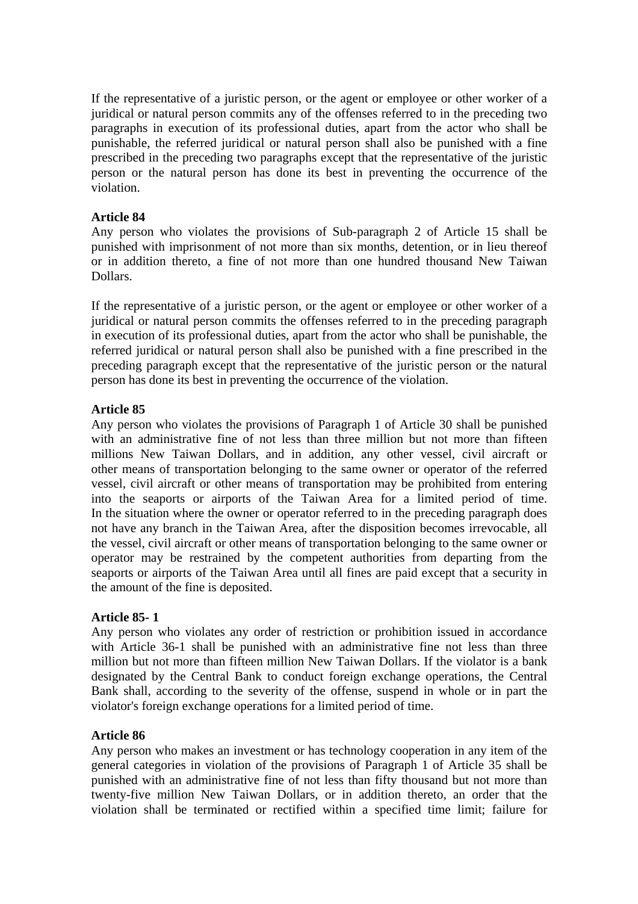If the representative of a juristic person, or the agent or employee or other worker of a juridical or natural person commits any of the offenses referred to in the preceding two paragraphs in execution of its professional duties, apart from the actor who shall be punishable, the referred juridical or natural person shall also be punished with a fine prescribed in the preceding two paragraphs except that the representative of the juristic person or the natural person has done its best in preventing the occurrence of the violation.

**Article 84**
Any person who violates the provisions of Sub-paragraph 2 of Article 15 shall be punished with imprisonment of not more than six months, detention, or in lieu thereof or in addition thereto, a fine of not more than one hundred thousand New Taiwan Dollars.

If the representative of a juristic person, or the agent or employee or other worker of a juridical or natural person commits the offenses referred to in the preceding paragraph in execution of its professional duties, apart from the actor who shall be punishable, the referred juridical or natural person shall also be punished with a fine prescribed in the preceding paragraph except that the representative of the juristic person or the natural person has done its best in preventing the occurrence of the violation.

**Article 85**
Any person who violates the provisions of Paragraph 1 of Article 30 shall be punished with an administrative fine of not less than three million but not more than fifteen millions New Taiwan Dollars, and in addition, any other vessel, civil aircraft or other means of transportation belonging to the same owner or operator of the referred vessel, civil aircraft or other means of transportation may be prohibited from entering into the seaports or airports of the Taiwan Area for a limited period of time.
In the situation where the owner or operator referred to in the preceding paragraph does not have any branch in the Taiwan Area, after the disposition becomes irrevocable, all the vessel, civil aircraft or other means of transportation belonging to the same owner or operator may be restrained by the competent authorities from departing from the seaports or airports of the Taiwan Area until all fines are paid except that a security in the amount of the fine is deposited.

**Article 85- 1**
Any person who violates any order of restriction or prohibition issued in accordance with Article 36-1 shall be punished with an administrative fine not less than three million but not more than fifteen million New Taiwan Dollars. If the violator is a bank designated by the Central Bank to conduct foreign exchange operations, the Central Bank shall, according to the severity of the offense, suspend in whole or in part the violator's foreign exchange operations for a limited period of time.

**Article 86**
Any person who makes an investment or has technology cooperation in any item of the general categories in violation of the provisions of Paragraph 1 of Article 35 shall be punished with an administrative fine of not less than fifty thousand but not more than twenty-five million New Taiwan Dollars, or in addition thereto, an order that the violation shall be terminated or rectified within a specified time limit; failure for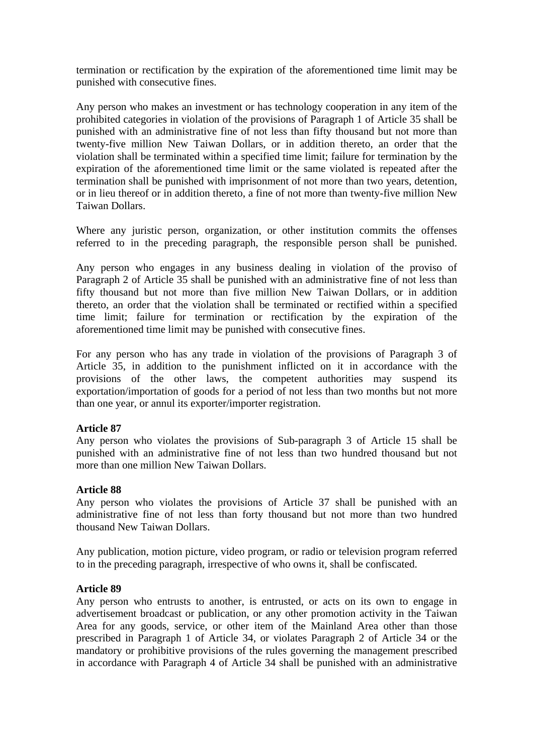termination or rectification by the expiration of the aforementioned time limit may be punished with consecutive fines.

Any person who makes an investment or has technology cooperation in any item of the prohibited categories in violation of the provisions of Paragraph 1 of Article 35 shall be punished with an administrative fine of not less than fifty thousand but not more than twenty-five million New Taiwan Dollars, or in addition thereto, an order that the violation shall be terminated within a specified time limit; failure for termination by the expiration of the aforementioned time limit or the same violated is repeated after the termination shall be punished with imprisonment of not more than two years, detention, or in lieu thereof or in addition thereto, a fine of not more than twenty-five million New Taiwan Dollars.

Where any juristic person, organization, or other institution commits the offenses referred to in the preceding paragraph, the responsible person shall be punished.

Any person who engages in any business dealing in violation of the proviso of Paragraph 2 of Article 35 shall be punished with an administrative fine of not less than fifty thousand but not more than five million New Taiwan Dollars, or in addition thereto, an order that the violation shall be terminated or rectified within a specified time limit; failure for termination or rectification by the expiration of the aforementioned time limit may be punished with consecutive fines.

For any person who has any trade in violation of the provisions of Paragraph 3 of Article 35, in addition to the punishment inflicted on it in accordance with the provisions of the other laws, the competent authorities may suspend its exportation/importation of goods for a period of not less than two months but not more than one year, or annul its exporter/importer registration.

**Article 87**
Any person who violates the provisions of Sub-paragraph 3 of Article 15 shall be punished with an administrative fine of not less than two hundred thousand but not more than one million New Taiwan Dollars.

**Article 88**
Any person who violates the provisions of Article 37 shall be punished with an administrative fine of not less than forty thousand but not more than two hundred thousand New Taiwan Dollars.

Any publication, motion picture, video program, or radio or television program referred to in the preceding paragraph, irrespective of who owns it, shall be confiscated.

**Article 89**
Any person who entrusts to another, is entrusted, or acts on its own to engage in advertisement broadcast or publication, or any other promotion activity in the Taiwan Area for any goods, service, or other item of the Mainland Area other than those prescribed in Paragraph 1 of Article 34, or violates Paragraph 2 of Article 34 or the mandatory or prohibitive provisions of the rules governing the management prescribed in accordance with Paragraph 4 of Article 34 shall be punished with an administrative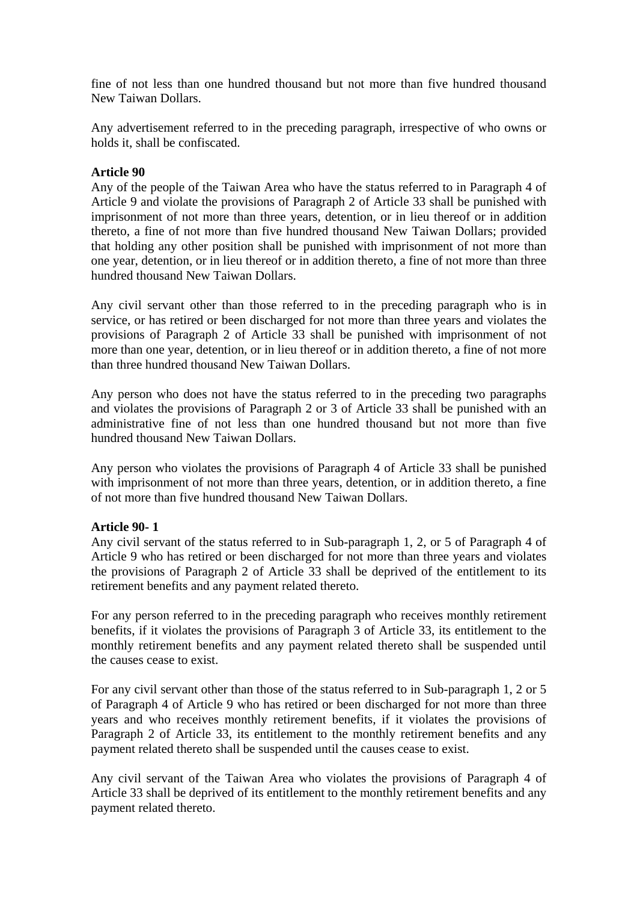fine of not less than one hundred thousand but not more than five hundred thousand New Taiwan Dollars.

Any advertisement referred to in the preceding paragraph, irrespective of who owns or holds it, shall be confiscated.

**Article 90**

Any of the people of the Taiwan Area who have the status referred to in Paragraph 4 of Article 9 and violate the provisions of Paragraph 2 of Article 33 shall be punished with imprisonment of not more than three years, detention, or in lieu thereof or in addition thereto, a fine of not more than five hundred thousand New Taiwan Dollars; provided that holding any other position shall be punished with imprisonment of not more than one year, detention, or in lieu thereof or in addition thereto, a fine of not more than three hundred thousand New Taiwan Dollars.

Any civil servant other than those referred to in the preceding paragraph who is in service, or has retired or been discharged for not more than three years and violates the provisions of Paragraph 2 of Article 33 shall be punished with imprisonment of not more than one year, detention, or in lieu thereof or in addition thereto, a fine of not more than three hundred thousand New Taiwan Dollars.

Any person who does not have the status referred to in the preceding two paragraphs and violates the provisions of Paragraph 2 or 3 of Article 33 shall be punished with an administrative fine of not less than one hundred thousand but not more than five hundred thousand New Taiwan Dollars.

Any person who violates the provisions of Paragraph 4 of Article 33 shall be punished with imprisonment of not more than three years, detention, or in addition thereto, a fine of not more than five hundred thousand New Taiwan Dollars.

**Article 90- 1**

Any civil servant of the status referred to in Sub-paragraph 1, 2, or 5 of Paragraph 4 of Article 9 who has retired or been discharged for not more than three years and violates the provisions of Paragraph 2 of Article 33 shall be deprived of the entitlement to its retirement benefits and any payment related thereto.

For any person referred to in the preceding paragraph who receives monthly retirement benefits, if it violates the provisions of Paragraph 3 of Article 33, its entitlement to the monthly retirement benefits and any payment related thereto shall be suspended until the causes cease to exist.

For any civil servant other than those of the status referred to in Sub-paragraph 1, 2 or 5 of Paragraph 4 of Article 9 who has retired or been discharged for not more than three years and who receives monthly retirement benefits, if it violates the provisions of Paragraph 2 of Article 33, its entitlement to the monthly retirement benefits and any payment related thereto shall be suspended until the causes cease to exist.

Any civil servant of the Taiwan Area who violates the provisions of Paragraph 4 of Article 33 shall be deprived of its entitlement to the monthly retirement benefits and any payment related thereto.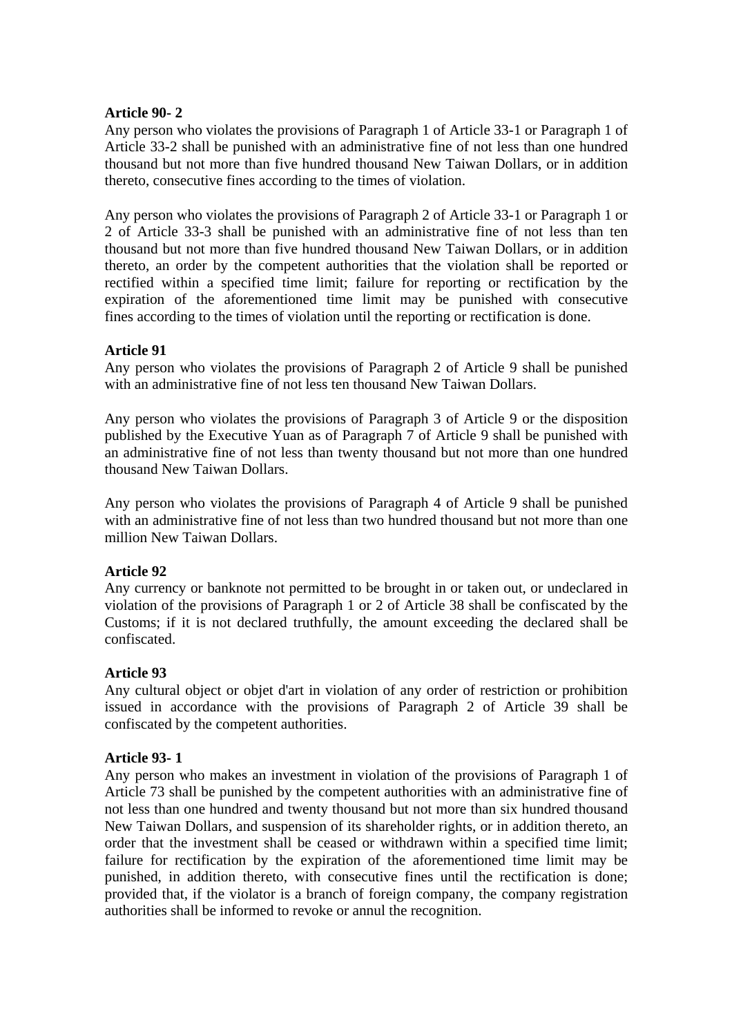**Article 90- 2**
Any person who violates the provisions of Paragraph 1 of Article 33-1 or Paragraph 1 of Article 33-2 shall be punished with an administrative fine of not less than one hundred thousand but not more than five hundred thousand New Taiwan Dollars, or in addition thereto, consecutive fines according to the times of violation.

Any person who violates the provisions of Paragraph 2 of Article 33-1 or Paragraph 1 or 2 of Article 33-3 shall be punished with an administrative fine of not less than ten thousand but not more than five hundred thousand New Taiwan Dollars, or in addition thereto, an order by the competent authorities that the violation shall be reported or rectified within a specified time limit; failure for reporting or rectification by the expiration of the aforementioned time limit may be punished with consecutive fines according to the times of violation until the reporting or rectification is done.

**Article 91**
Any person who violates the provisions of Paragraph 2 of Article 9 shall be punished with an administrative fine of not less ten thousand New Taiwan Dollars.

Any person who violates the provisions of Paragraph 3 of Article 9 or the disposition published by the Executive Yuan as of Paragraph 7 of Article 9 shall be punished with an administrative fine of not less than twenty thousand but not more than one hundred thousand New Taiwan Dollars.

Any person who violates the provisions of Paragraph 4 of Article 9 shall be punished with an administrative fine of not less than two hundred thousand but not more than one million New Taiwan Dollars.

**Article 92**
Any currency or banknote not permitted to be brought in or taken out, or undeclared in violation of the provisions of Paragraph 1 or 2 of Article 38 shall be confiscated by the Customs; if it is not declared truthfully, the amount exceeding the declared shall be confiscated.

**Article 93**
Any cultural object or objet d'art in violation of any order of restriction or prohibition issued in accordance with the provisions of Paragraph 2 of Article 39 shall be confiscated by the competent authorities.

**Article 93- 1**
Any person who makes an investment in violation of the provisions of Paragraph 1 of Article 73 shall be punished by the competent authorities with an administrative fine of not less than one hundred and twenty thousand but not more than six hundred thousand New Taiwan Dollars, and suspension of its shareholder rights, or in addition thereto, an order that the investment shall be ceased or withdrawn within a specified time limit; failure for rectification by the expiration of the aforementioned time limit may be punished, in addition thereto, with consecutive fines until the rectification is done; provided that, if the violator is a branch of foreign company, the company registration authorities shall be informed to revoke or annul the recognition.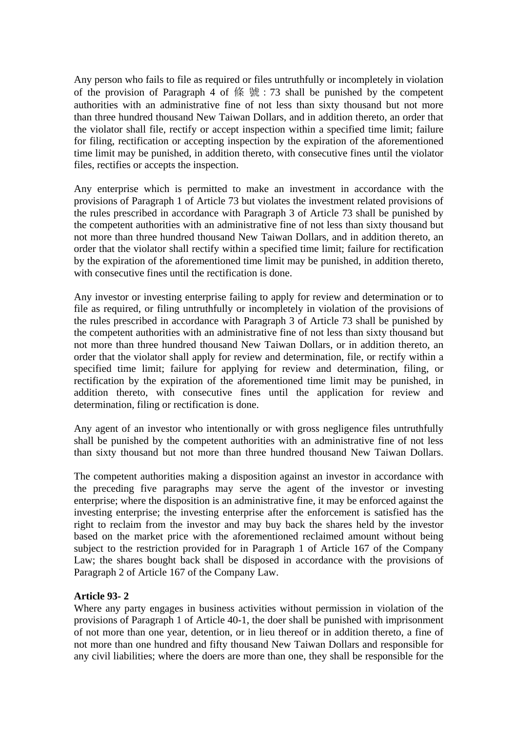Any person who fails to file as required or files untruthfully or incompletely in violation of the provision of Paragraph 4 of 條 號 : 73 shall be punished by the competent authorities with an administrative fine of not less than sixty thousand but not more than three hundred thousand New Taiwan Dollars, and in addition thereto, an order that the violator shall file, rectify or accept inspection within a specified time limit; failure for filing, rectification or accepting inspection by the expiration of the aforementioned time limit may be punished, in addition thereto, with consecutive fines until the violator files, rectifies or accepts the inspection.

Any enterprise which is permitted to make an investment in accordance with the provisions of Paragraph 1 of Article 73 but violates the investment related provisions of the rules prescribed in accordance with Paragraph 3 of Article 73 shall be punished by the competent authorities with an administrative fine of not less than sixty thousand but not more than three hundred thousand New Taiwan Dollars, and in addition thereto, an order that the violator shall rectify within a specified time limit; failure for rectification by the expiration of the aforementioned time limit may be punished, in addition thereto, with consecutive fines until the rectification is done.

Any investor or investing enterprise failing to apply for review and determination or to file as required, or filing untruthfully or incompletely in violation of the provisions of the rules prescribed in accordance with Paragraph 3 of Article 73 shall be punished by the competent authorities with an administrative fine of not less than sixty thousand but not more than three hundred thousand New Taiwan Dollars, or in addition thereto, an order that the violator shall apply for review and determination, file, or rectify within a specified time limit; failure for applying for review and determination, filing, or rectification by the expiration of the aforementioned time limit may be punished, in addition thereto, with consecutive fines until the application for review and determination, filing or rectification is done.

Any agent of an investor who intentionally or with gross negligence files untruthfully shall be punished by the competent authorities with an administrative fine of not less than sixty thousand but not more than three hundred thousand New Taiwan Dollars.

The competent authorities making a disposition against an investor in accordance with the preceding five paragraphs may serve the agent of the investor or investing enterprise; where the disposition is an administrative fine, it may be enforced against the investing enterprise; the investing enterprise after the enforcement is satisfied has the right to reclaim from the investor and may buy back the shares held by the investor based on the market price with the aforementioned reclaimed amount without being subject to the restriction provided for in Paragraph 1 of Article 167 of the Company Law; the shares bought back shall be disposed in accordance with the provisions of Paragraph 2 of Article 167 of the Company Law.

**Article 93- 2**

Where any party engages in business activities without permission in violation of the provisions of Paragraph 1 of Article 40-1, the doer shall be punished with imprisonment of not more than one year, detention, or in lieu thereof or in addition thereto, a fine of not more than one hundred and fifty thousand New Taiwan Dollars and responsible for any civil liabilities; where the doers are more than one, they shall be responsible for the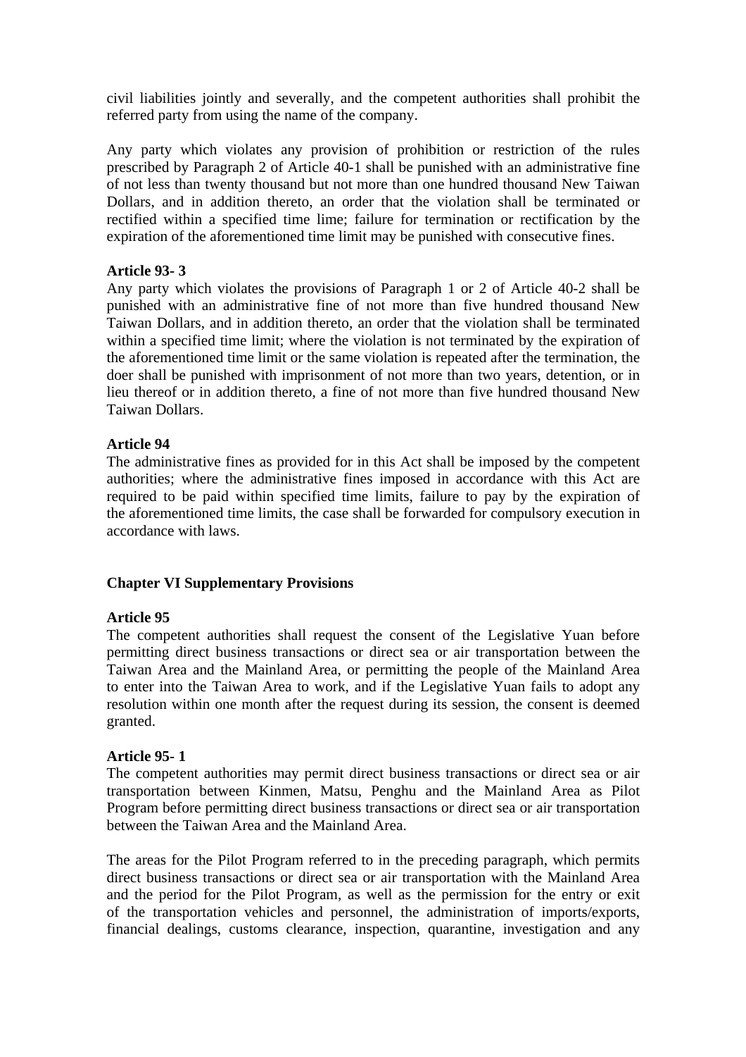civil liabilities jointly and severally, and the competent authorities shall prohibit the referred party from using the name of the company.

Any party which violates any provision of prohibition or restriction of the rules prescribed by Paragraph 2 of Article 40-1 shall be punished with an administrative fine of not less than twenty thousand but not more than one hundred thousand New Taiwan Dollars, and in addition thereto, an order that the violation shall be terminated or rectified within a specified time lime; failure for termination or rectification by the expiration of the aforementioned time limit may be punished with consecutive fines.

**Article 93- 3**

Any party which violates the provisions of Paragraph 1 or 2 of Article 40-2 shall be punished with an administrative fine of not more than five hundred thousand New Taiwan Dollars, and in addition thereto, an order that the violation shall be terminated within a specified time limit; where the violation is not terminated by the expiration of the aforementioned time limit or the same violation is repeated after the termination, the doer shall be punished with imprisonment of not more than two years, detention, or in lieu thereof or in addition thereto, a fine of not more than five hundred thousand New Taiwan Dollars.

**Article 94**

The administrative fines as provided for in this Act shall be imposed by the competent authorities; where the administrative fines imposed in accordance with this Act are required to be paid within specified time limits, failure to pay by the expiration of the aforementioned time limits, the case shall be forwarded for compulsory execution in accordance with laws.

## Chapter VI Supplementary Provisions

**Article 95**

The competent authorities shall request the consent of the Legislative Yuan before permitting direct business transactions or direct sea or air transportation between the Taiwan Area and the Mainland Area, or permitting the people of the Mainland Area to enter into the Taiwan Area to work, and if the Legislative Yuan fails to adopt any resolution within one month after the request during its session, the consent is deemed granted.

**Article 95- 1**

The competent authorities may permit direct business transactions or direct sea or air transportation between Kinmen, Matsu, Penghu and the Mainland Area as Pilot Program before permitting direct business transactions or direct sea or air transportation between the Taiwan Area and the Mainland Area.

The areas for the Pilot Program referred to in the preceding paragraph, which permits direct business transactions or direct sea or air transportation with the Mainland Area and the period for the Pilot Program, as well as the permission for the entry or exit of the transportation vehicles and personnel, the administration of imports/exports, financial dealings, customs clearance, inspection, quarantine, investigation and any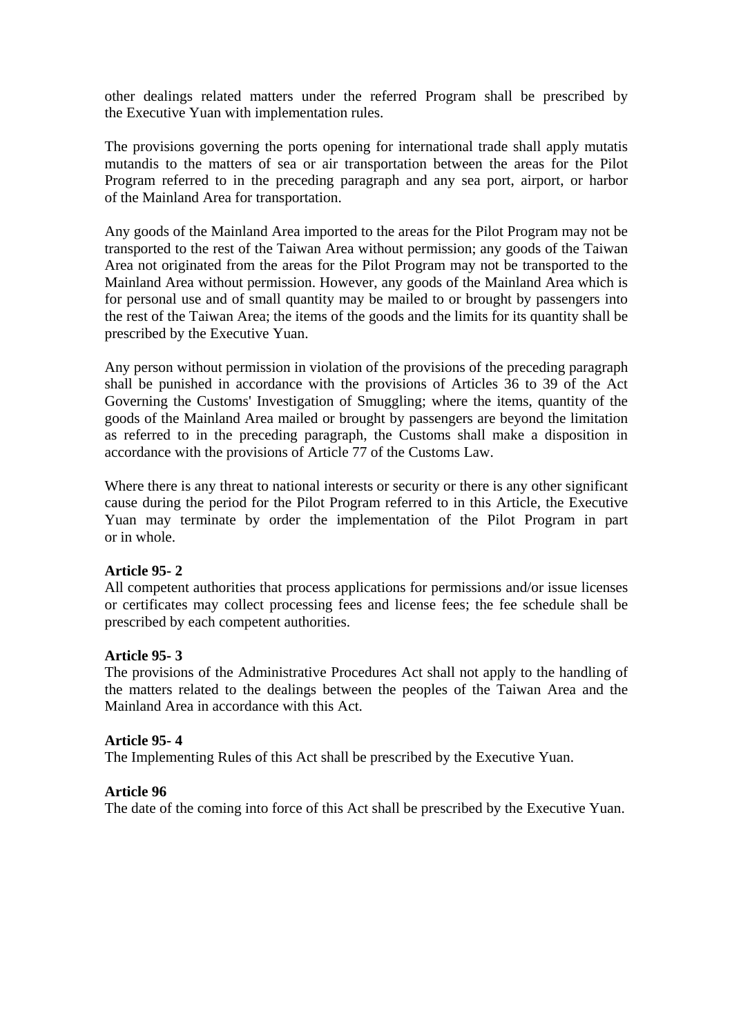other dealings related matters under the referred Program shall be prescribed by the Executive Yuan with implementation rules.

The provisions governing the ports opening for international trade shall apply mutatis mutandis to the matters of sea or air transportation between the areas for the Pilot Program referred to in the preceding paragraph and any sea port, airport, or harbor of the Mainland Area for transportation.

Any goods of the Mainland Area imported to the areas for the Pilot Program may not be transported to the rest of the Taiwan Area without permission; any goods of the Taiwan Area not originated from the areas for the Pilot Program may not be transported to the Mainland Area without permission. However, any goods of the Mainland Area which is for personal use and of small quantity may be mailed to or brought by passengers into the rest of the Taiwan Area; the items of the goods and the limits for its quantity shall be prescribed by the Executive Yuan.

Any person without permission in violation of the provisions of the preceding paragraph shall be punished in accordance with the provisions of Articles 36 to 39 of the Act Governing the Customs' Investigation of Smuggling; where the items, quantity of the goods of the Mainland Area mailed or brought by passengers are beyond the limitation as referred to in the preceding paragraph, the Customs shall make a disposition in accordance with the provisions of Article 77 of the Customs Law.

Where there is any threat to national interests or security or there is any other significant cause during the period for the Pilot Program referred to in this Article, the Executive Yuan may terminate by order the implementation of the Pilot Program in part or in whole.

**Article 95- 2**
All competent authorities that process applications for permissions and/or issue licenses or certificates may collect processing fees and license fees; the fee schedule shall be prescribed by each competent authorities.

**Article 95- 3**
The provisions of the Administrative Procedures Act shall not apply to the handling of the matters related to the dealings between the peoples of the Taiwan Area and the Mainland Area in accordance with this Act.

**Article 95- 4**
The Implementing Rules of this Act shall be prescribed by the Executive Yuan.

**Article 96**
The date of the coming into force of this Act shall be prescribed by the Executive Yuan.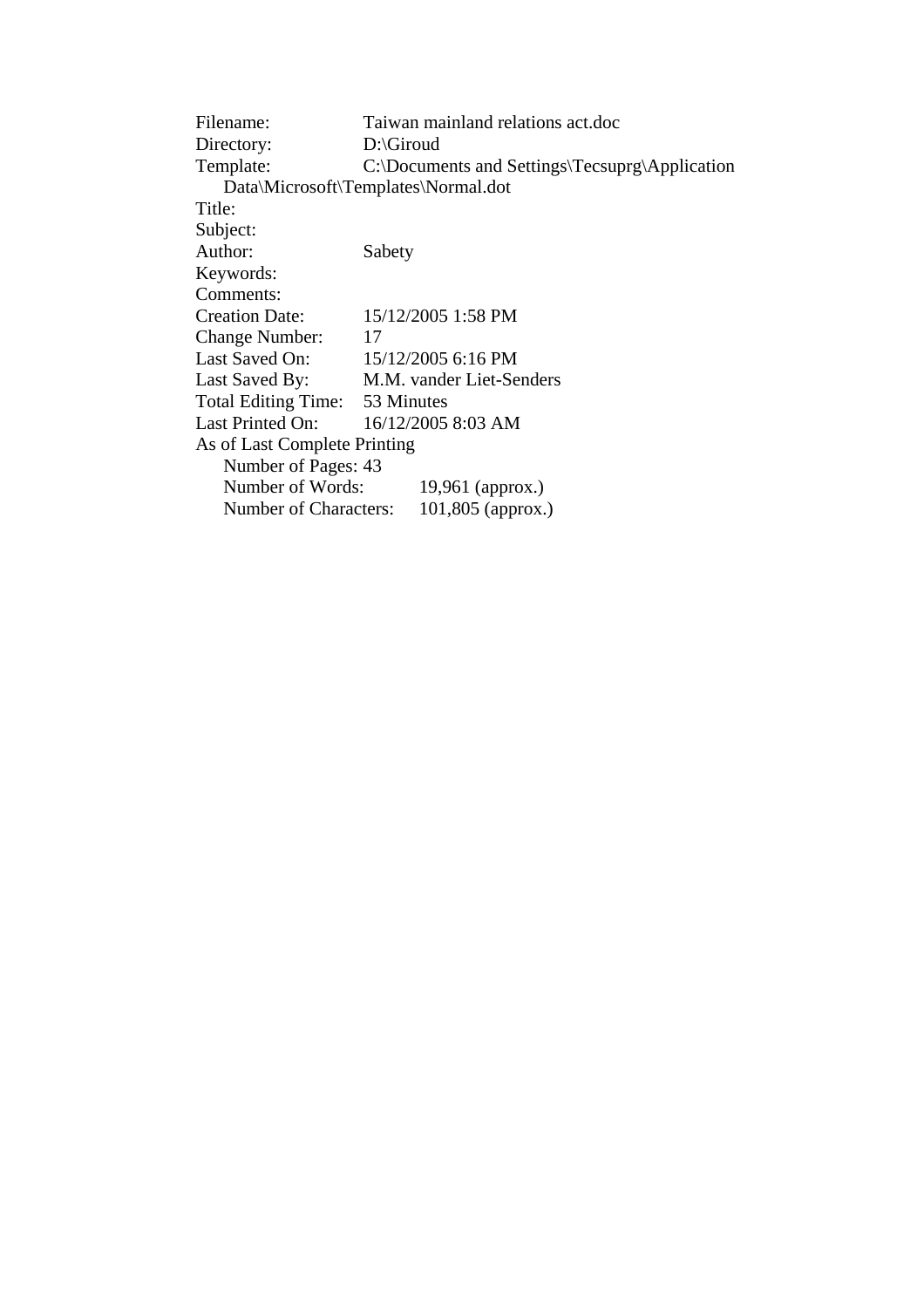Filename: Taiwan mainland relations act.doc
Directory: D:\Giroud
Template: C:\Documents and Settings\Tecsuprg\Application Data\Microsoft\Templates\Normal.dot
Title:
Subject:
Author: Sabety
Keywords:
Comments:
Creation Date: 15/12/2005 1:58 PM
Change Number: 17
Last Saved On: 15/12/2005 6:16 PM
Last Saved By: M.M. vander Liet-Senders
Total Editing Time: 53 Minutes
Last Printed On: 16/12/2005 8:03 AM
As of Last Complete Printing
Number of Pages: 43
Number of Words: 19,961 (approx.)
Number of Characters: 101,805 (approx.)